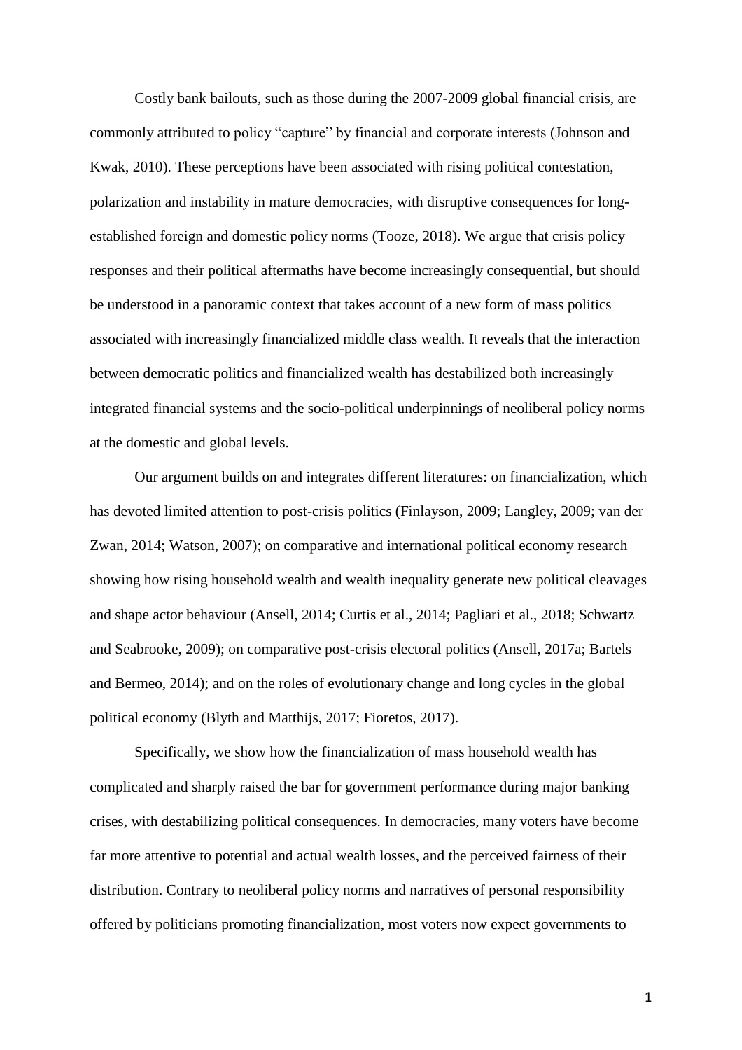Costly bank bailouts, such as those during the 2007-2009 global financial crisis, are commonly attributed to policy "capture" by financial and corporate interests (Johnson and Kwak, 2010). These perceptions have been associated with rising political contestation, polarization and instability in mature democracies, with disruptive consequences for long-established foreign and domestic policy norms (Tooze, 2018). We argue that crisis policy responses and their political aftermaths have become increasingly consequential, but should be understood in a panoramic context that takes account of a new form of mass politics associated with increasingly financialized middle class wealth. It reveals that the interaction between democratic politics and financialized wealth has destabilized both increasingly integrated financial systems and the socio-political underpinnings of neoliberal policy norms at the domestic and global levels.

Our argument builds on and integrates different literatures: on financialization, which has devoted limited attention to post-crisis politics (Finlayson, 2009; Langley, 2009; van der Zwan, 2014; Watson, 2007); on comparative and international political economy research showing how rising household wealth and wealth inequality generate new political cleavages and shape actor behaviour (Ansell, 2014; Curtis et al., 2014; Pagliari et al., 2018; Schwartz and Seabrooke, 2009); on comparative post-crisis electoral politics (Ansell, 2017a; Bartels and Bermeo, 2014); and on the roles of evolutionary change and long cycles in the global political economy (Blyth and Matthijs, 2017; Fioretos, 2017).

Specifically, we show how the financialization of mass household wealth has complicated and sharply raised the bar for government performance during major banking crises, with destabilizing political consequences. In democracies, many voters have become far more attentive to potential and actual wealth losses, and the perceived fairness of their distribution. Contrary to neoliberal policy norms and narratives of personal responsibility offered by politicians promoting financialization, most voters now expect governments to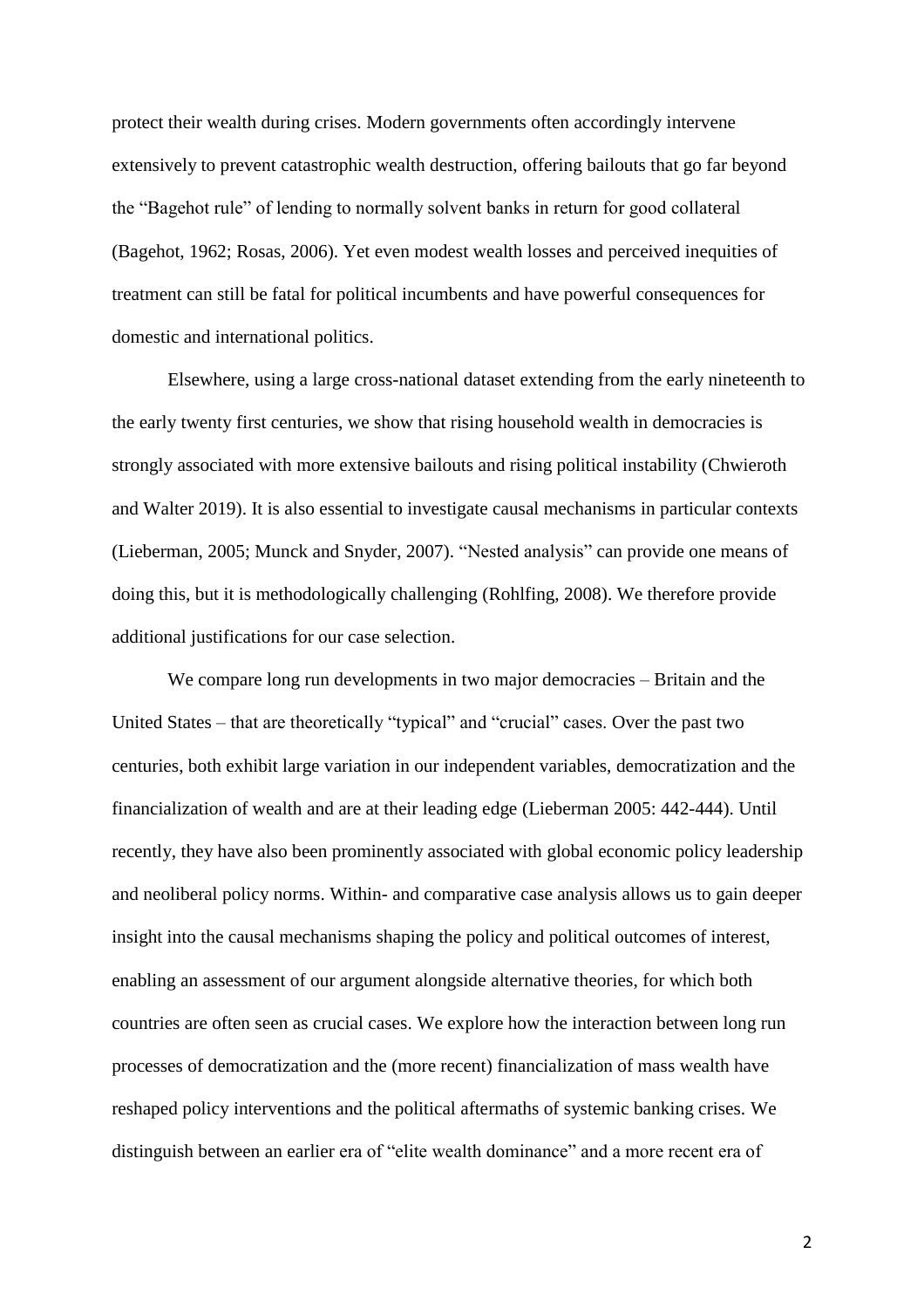protect their wealth during crises. Modern governments often accordingly intervene extensively to prevent catastrophic wealth destruction, offering bailouts that go far beyond the "Bagehot rule" of lending to normally solvent banks in return for good collateral (Bagehot, 1962; Rosas, 2006). Yet even modest wealth losses and perceived inequities of treatment can still be fatal for political incumbents and have powerful consequences for domestic and international politics.

Elsewhere, using a large cross-national dataset extending from the early nineteenth to the early twenty first centuries, we show that rising household wealth in democracies is strongly associated with more extensive bailouts and rising political instability (Chwieroth and Walter 2019). It is also essential to investigate causal mechanisms in particular contexts (Lieberman, 2005; Munck and Snyder, 2007). "Nested analysis" can provide one means of doing this, but it is methodologically challenging (Rohlfing, 2008). We therefore provide additional justifications for our case selection.

We compare long run developments in two major democracies – Britain and the United States – that are theoretically "typical" and "crucial" cases. Over the past two centuries, both exhibit large variation in our independent variables, democratization and the financialization of wealth and are at their leading edge (Lieberman 2005: 442-444). Until recently, they have also been prominently associated with global economic policy leadership and neoliberal policy norms. Within- and comparative case analysis allows us to gain deeper insight into the causal mechanisms shaping the policy and political outcomes of interest, enabling an assessment of our argument alongside alternative theories, for which both countries are often seen as crucial cases. We explore how the interaction between long run processes of democratization and the (more recent) financialization of mass wealth have reshaped policy interventions and the political aftermaths of systemic banking crises. We distinguish between an earlier era of "elite wealth dominance" and a more recent era of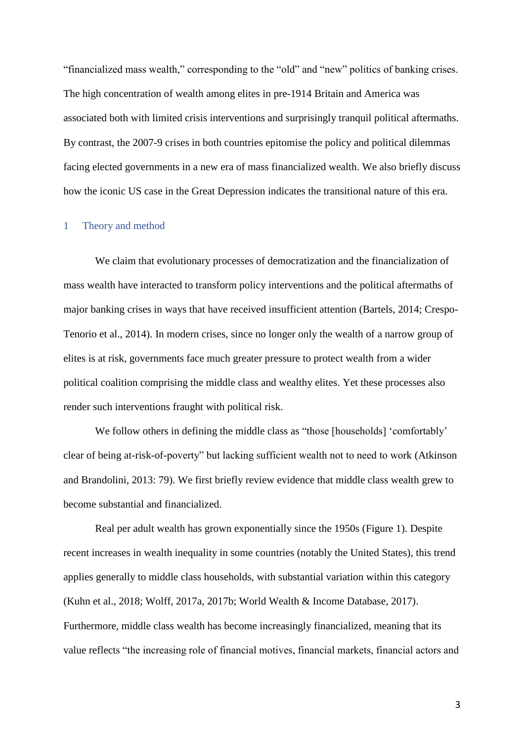"financialized mass wealth," corresponding to the "old" and "new" politics of banking crises. The high concentration of wealth among elites in pre-1914 Britain and America was associated both with limited crisis interventions and surprisingly tranquil political aftermaths. By contrast, the 2007-9 crises in both countries epitomise the policy and political dilemmas facing elected governments in a new era of mass financialized wealth. We also briefly discuss how the iconic US case in the Great Depression indicates the transitional nature of this era.

## 1 Theory and method

We claim that evolutionary processes of democratization and the financialization of mass wealth have interacted to transform policy interventions and the political aftermaths of major banking crises in ways that have received insufficient attention (Bartels, 2014; Crespo-Tenorio et al., 2014). In modern crises, since no longer only the wealth of a narrow group of elites is at risk, governments face much greater pressure to protect wealth from a wider political coalition comprising the middle class and wealthy elites. Yet these processes also render such interventions fraught with political risk.

We follow others in defining the middle class as "those [households] 'comfortably' clear of being at-risk-of-poverty" but lacking sufficient wealth not to need to work (Atkinson and Brandolini, 2013: 79). We first briefly review evidence that middle class wealth grew to become substantial and financialized.

Real per adult wealth has grown exponentially since the 1950s (Figure 1). Despite recent increases in wealth inequality in some countries (notably the United States), this trend applies generally to middle class households, with substantial variation within this category (Kuhn et al., 2018; Wolff, 2017a, 2017b; World Wealth & Income Database, 2017). Furthermore, middle class wealth has become increasingly financialized, meaning that its value reflects "the increasing role of financial motives, financial markets, financial actors and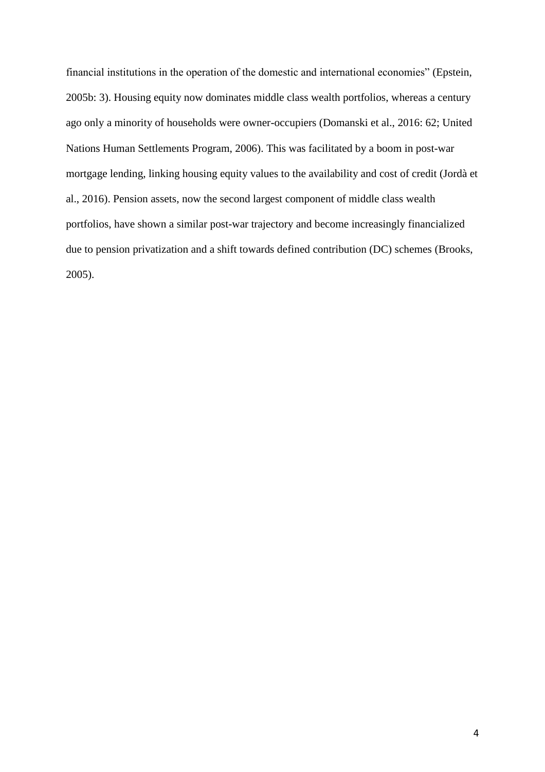financial institutions in the operation of the domestic and international economies" (Epstein, 2005b: 3). Housing equity now dominates middle class wealth portfolios, whereas a century ago only a minority of households were owner-occupiers (Domanski et al., 2016: 62; United Nations Human Settlements Program, 2006). This was facilitated by a boom in post-war mortgage lending, linking housing equity values to the availability and cost of credit (Jordà et al., 2016). Pension assets, now the second largest component of middle class wealth portfolios, have shown a similar post-war trajectory and become increasingly financialized due to pension privatization and a shift towards defined contribution (DC) schemes (Brooks, 2005).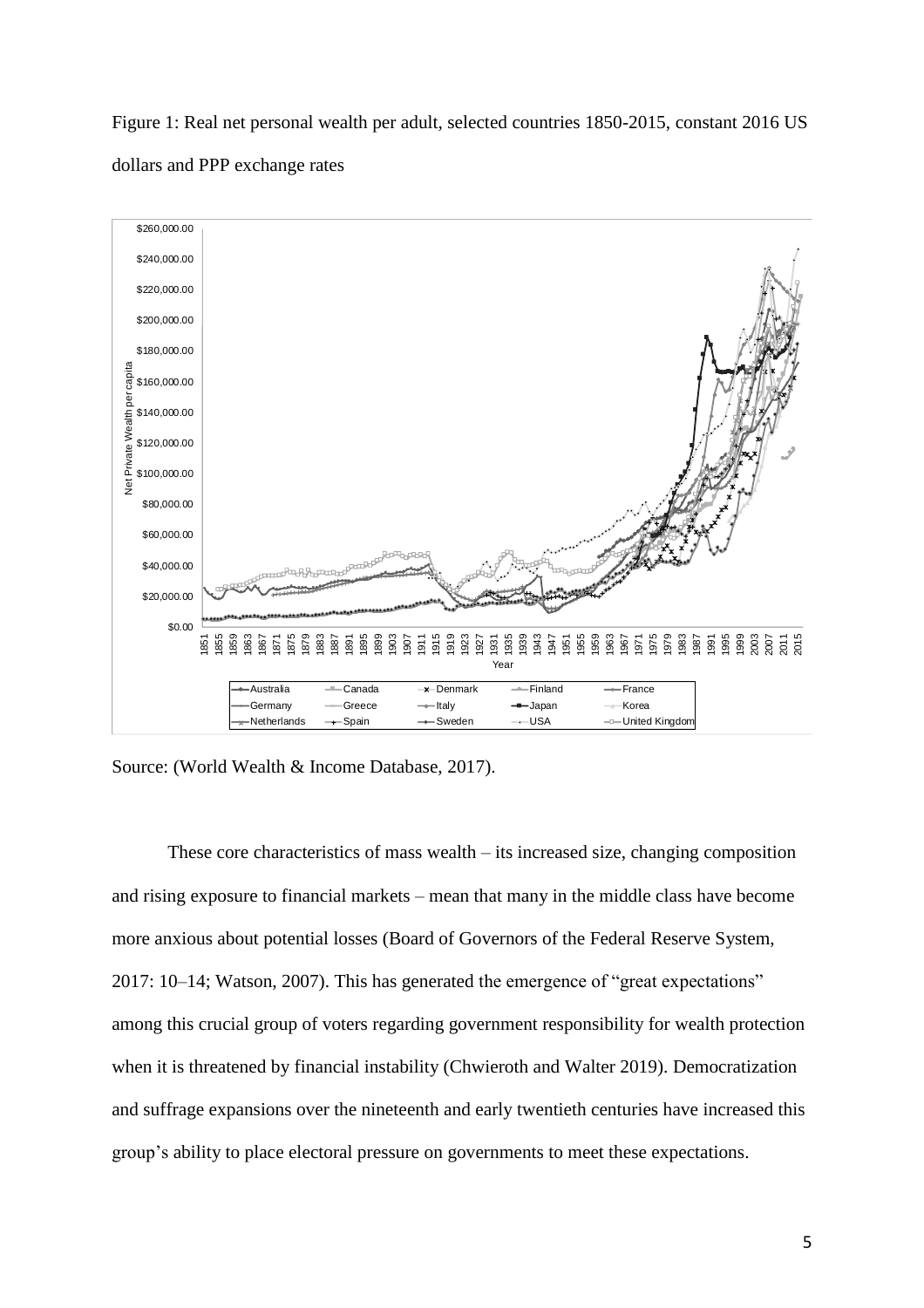Figure 1: Real net personal wealth per adult, selected countries 1850-2015, constant 2016 US dollars and PPP exchange rates

Source: (World Wealth & Income Database, 2017).

These core characteristics of mass wealth – its increased size, changing composition and rising exposure to financial markets – mean that many in the middle class have become more anxious about potential losses (Board of Governors of the Federal Reserve System, 2017: 10–14; Watson, 2007). This has generated the emergence of "great expectations" among this crucial group of voters regarding government responsibility for wealth protection when it is threatened by financial instability (Chwieroth and Walter 2019). Democratization and suffrage expansions over the nineteenth and early twentieth centuries have increased this group's ability to place electoral pressure on governments to meet these expectations.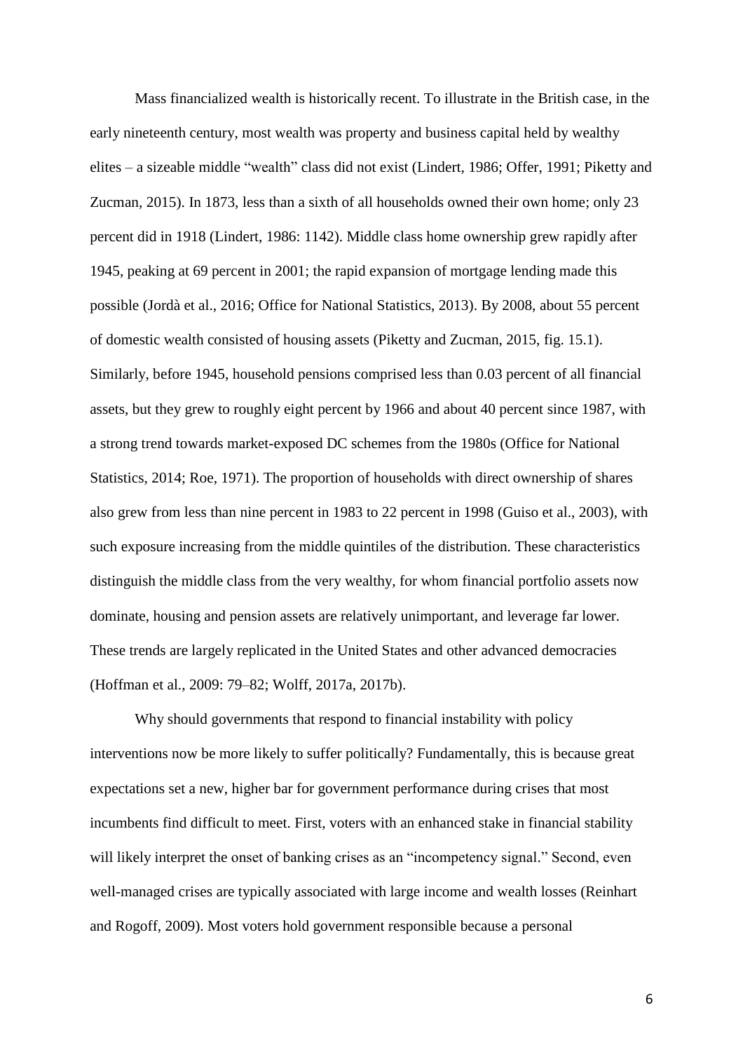Mass financialized wealth is historically recent. To illustrate in the British case, in the early nineteenth century, most wealth was property and business capital held by wealthy elites – a sizeable middle "wealth" class did not exist (Lindert, 1986; Offer, 1991; Piketty and Zucman, 2015). In 1873, less than a sixth of all households owned their own home; only 23 percent did in 1918 (Lindert, 1986: 1142). Middle class home ownership grew rapidly after 1945, peaking at 69 percent in 2001; the rapid expansion of mortgage lending made this possible (Jordà et al., 2016; Office for National Statistics, 2013). By 2008, about 55 percent of domestic wealth consisted of housing assets (Piketty and Zucman, 2015, fig. 15.1). Similarly, before 1945, household pensions comprised less than 0.03 percent of all financial assets, but they grew to roughly eight percent by 1966 and about 40 percent since 1987, with a strong trend towards market-exposed DC schemes from the 1980s (Office for National Statistics, 2014; Roe, 1971). The proportion of households with direct ownership of shares also grew from less than nine percent in 1983 to 22 percent in 1998 (Guiso et al., 2003), with such exposure increasing from the middle quintiles of the distribution. These characteristics distinguish the middle class from the very wealthy, for whom financial portfolio assets now dominate, housing and pension assets are relatively unimportant, and leverage far lower. These trends are largely replicated in the United States and other advanced democracies (Hoffman et al., 2009: 79–82; Wolff, 2017a, 2017b).

Why should governments that respond to financial instability with policy interventions now be more likely to suffer politically? Fundamentally, this is because great expectations set a new, higher bar for government performance during crises that most incumbents find difficult to meet. First, voters with an enhanced stake in financial stability will likely interpret the onset of banking crises as an "incompetency signal." Second, even well-managed crises are typically associated with large income and wealth losses (Reinhart and Rogoff, 2009). Most voters hold government responsible because a personal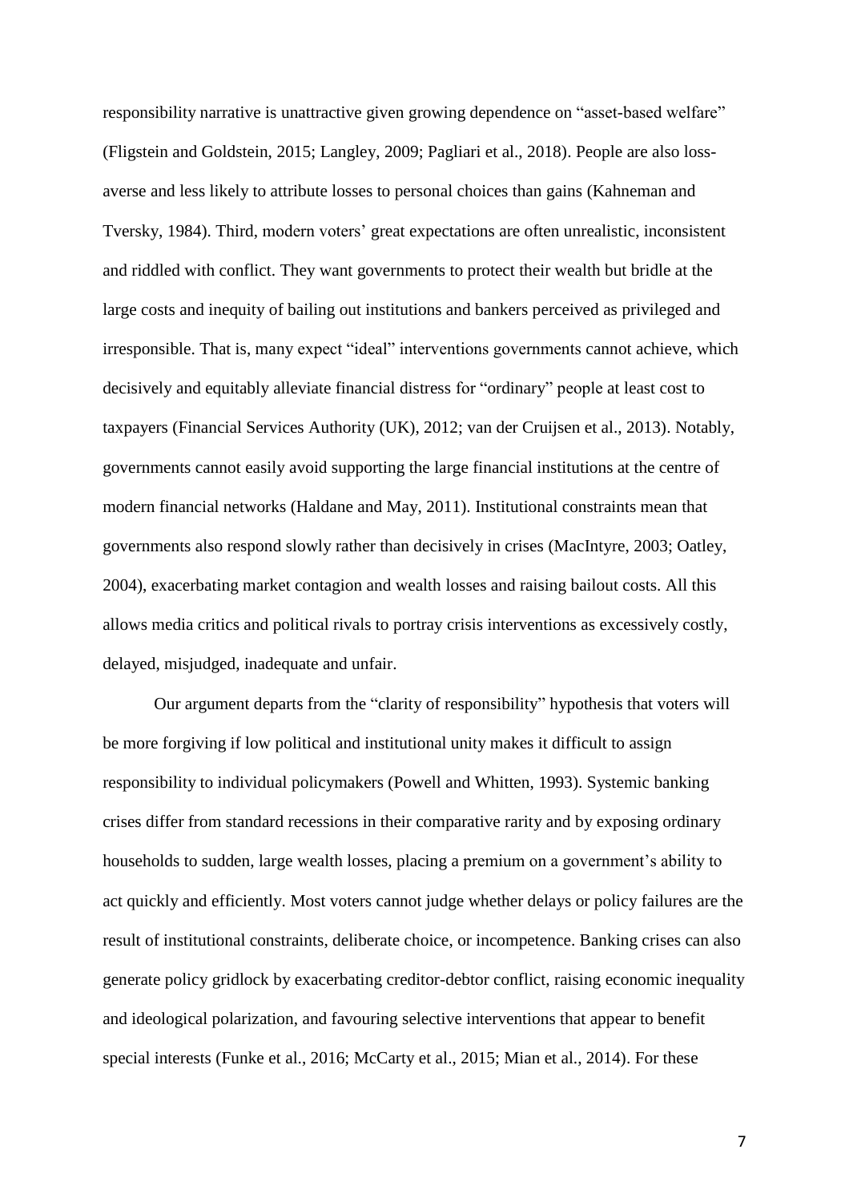responsibility narrative is unattractive given growing dependence on "asset-based welfare" (Fligstein and Goldstein, 2015; Langley, 2009; Pagliari et al., 2018). People are also loss-averse and less likely to attribute losses to personal choices than gains (Kahneman and Tversky, 1984). Third, modern voters' great expectations are often unrealistic, inconsistent and riddled with conflict. They want governments to protect their wealth but bridle at the large costs and inequity of bailing out institutions and bankers perceived as privileged and irresponsible. That is, many expect "ideal" interventions governments cannot achieve, which decisively and equitably alleviate financial distress for "ordinary" people at least cost to taxpayers (Financial Services Authority (UK), 2012; van der Cruijsen et al., 2013). Notably, governments cannot easily avoid supporting the large financial institutions at the centre of modern financial networks (Haldane and May, 2011). Institutional constraints mean that governments also respond slowly rather than decisively in crises (MacIntyre, 2003; Oatley, 2004), exacerbating market contagion and wealth losses and raising bailout costs. All this allows media critics and political rivals to portray crisis interventions as excessively costly, delayed, misjudged, inadequate and unfair.

Our argument departs from the "clarity of responsibility" hypothesis that voters will be more forgiving if low political and institutional unity makes it difficult to assign responsibility to individual policymakers (Powell and Whitten, 1993). Systemic banking crises differ from standard recessions in their comparative rarity and by exposing ordinary households to sudden, large wealth losses, placing a premium on a government's ability to act quickly and efficiently. Most voters cannot judge whether delays or policy failures are the result of institutional constraints, deliberate choice, or incompetence. Banking crises can also generate policy gridlock by exacerbating creditor-debtor conflict, raising economic inequality and ideological polarization, and favouring selective interventions that appear to benefit special interests (Funke et al., 2016; McCarty et al., 2015; Mian et al., 2014). For these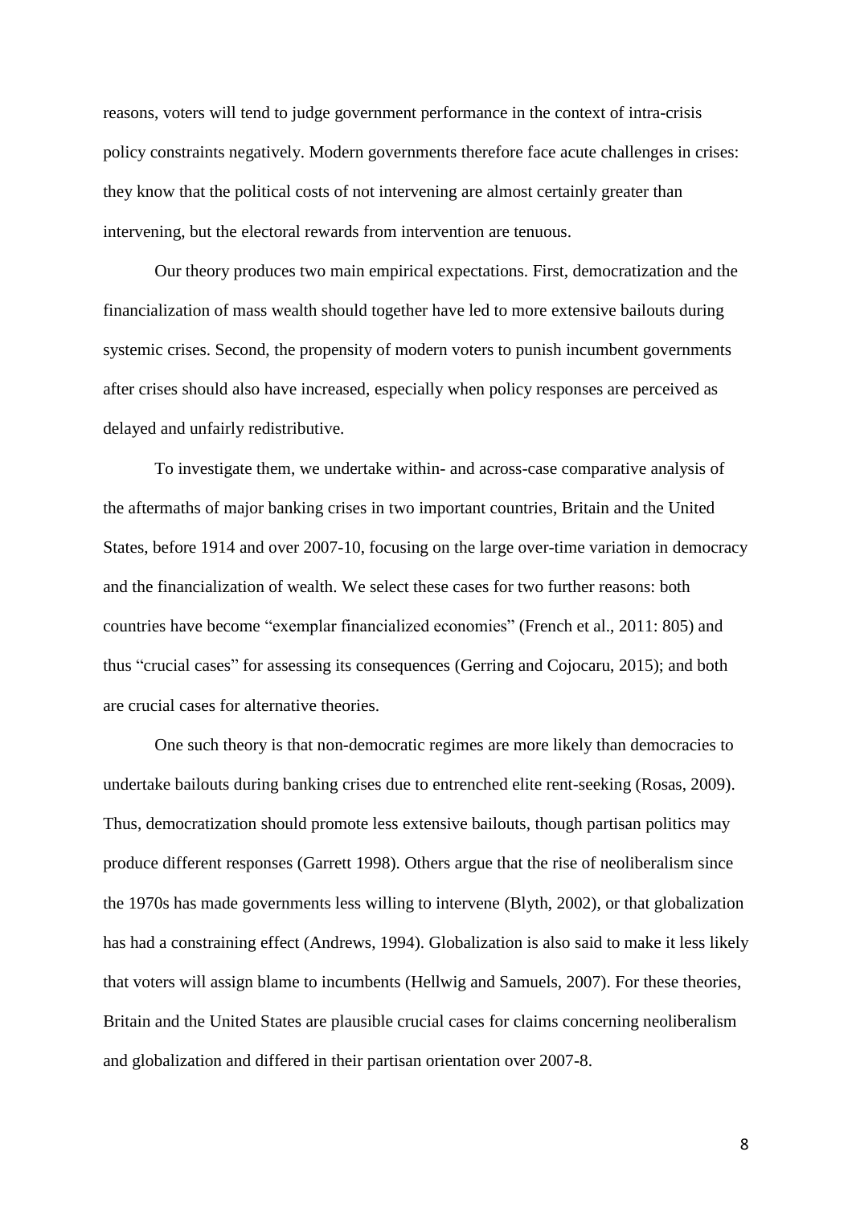reasons, voters will tend to judge government performance in the context of intra-crisis policy constraints negatively. Modern governments therefore face acute challenges in crises: they know that the political costs of not intervening are almost certainly greater than intervening, but the electoral rewards from intervention are tenuous.

Our theory produces two main empirical expectations. First, democratization and the financialization of mass wealth should together have led to more extensive bailouts during systemic crises. Second, the propensity of modern voters to punish incumbent governments after crises should also have increased, especially when policy responses are perceived as delayed and unfairly redistributive.

To investigate them, we undertake within- and across-case comparative analysis of the aftermaths of major banking crises in two important countries, Britain and the United States, before 1914 and over 2007-10, focusing on the large over-time variation in democracy and the financialization of wealth. We select these cases for two further reasons: both countries have become "exemplar financialized economies" (French et al., 2011: 805) and thus "crucial cases" for assessing its consequences (Gerring and Cojocaru, 2015); and both are crucial cases for alternative theories.

One such theory is that non-democratic regimes are more likely than democracies to undertake bailouts during banking crises due to entrenched elite rent-seeking (Rosas, 2009). Thus, democratization should promote less extensive bailouts, though partisan politics may produce different responses (Garrett 1998). Others argue that the rise of neoliberalism since the 1970s has made governments less willing to intervene (Blyth, 2002), or that globalization has had a constraining effect (Andrews, 1994). Globalization is also said to make it less likely that voters will assign blame to incumbents (Hellwig and Samuels, 2007). For these theories, Britain and the United States are plausible crucial cases for claims concerning neoliberalism and globalization and differed in their partisan orientation over 2007-8.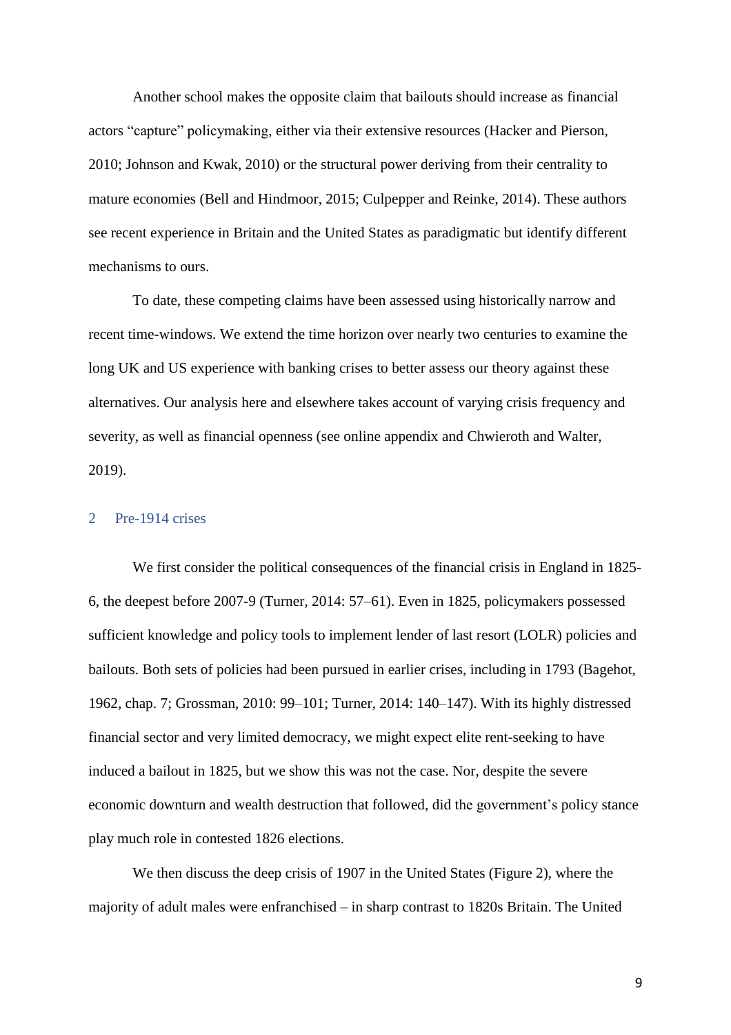Another school makes the opposite claim that bailouts should increase as financial actors "capture" policymaking, either via their extensive resources (Hacker and Pierson, 2010; Johnson and Kwak, 2010) or the structural power deriving from their centrality to mature economies (Bell and Hindmoor, 2015; Culpepper and Reinke, 2014). These authors see recent experience in Britain and the United States as paradigmatic but identify different mechanisms to ours.

To date, these competing claims have been assessed using historically narrow and recent time-windows. We extend the time horizon over nearly two centuries to examine the long UK and US experience with banking crises to better assess our theory against these alternatives. Our analysis here and elsewhere takes account of varying crisis frequency and severity, as well as financial openness (see online appendix and Chwieroth and Walter, 2019).

## 2 Pre-1914 crises

We first consider the political consequences of the financial crisis in England in 1825-6, the deepest before 2007-9 (Turner, 2014: 57–61). Even in 1825, policymakers possessed sufficient knowledge and policy tools to implement lender of last resort (LOLR) policies and bailouts. Both sets of policies had been pursued in earlier crises, including in 1793 (Bagehot, 1962, chap. 7; Grossman, 2010: 99–101; Turner, 2014: 140–147). With its highly distressed financial sector and very limited democracy, we might expect elite rent-seeking to have induced a bailout in 1825, but we show this was not the case. Nor, despite the severe economic downturn and wealth destruction that followed, did the government's policy stance play much role in contested 1826 elections.

We then discuss the deep crisis of 1907 in the United States (Figure 2), where the majority of adult males were enfranchised – in sharp contrast to 1820s Britain. The United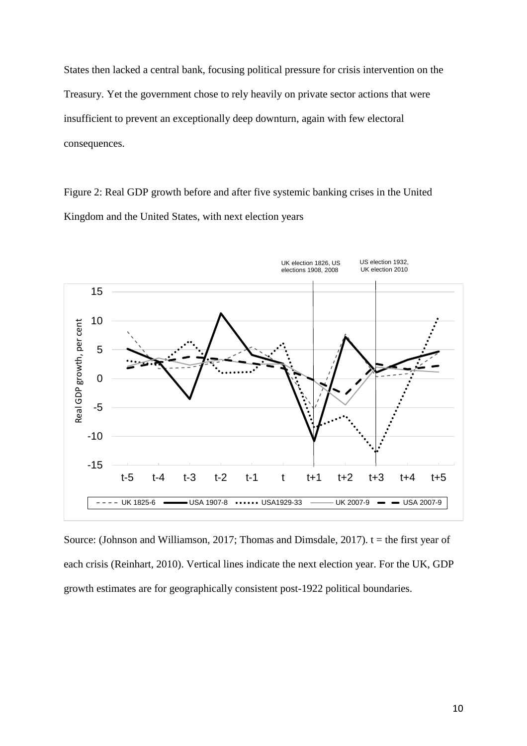States then lacked a central bank, focusing political pressure for crisis intervention on the Treasury. Yet the government chose to rely heavily on private sector actions that were insufficient to prevent an exceptionally deep downturn, again with few electoral consequences.

Figure 2: Real GDP growth before and after five systemic banking crises in the United Kingdom and the United States, with next election years

Source: (Johnson and Williamson, 2017; Thomas and Dimsdale, 2017). t = the first year of each crisis (Reinhart, 2010). Vertical lines indicate the next election year. For the UK, GDP growth estimates are for geographically consistent post-1922 political boundaries.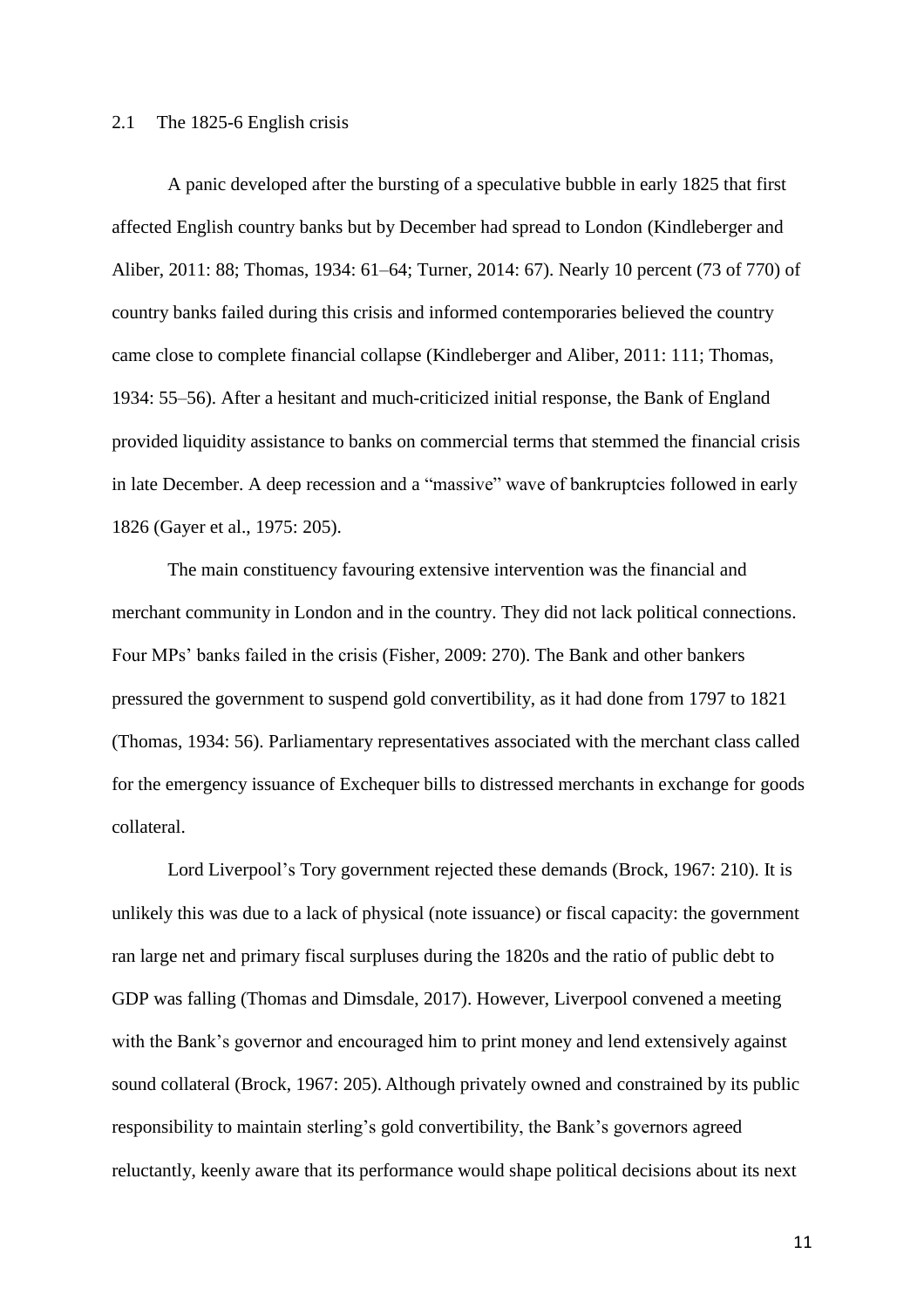### 2.1 The 1825-6 English crisis

A panic developed after the bursting of a speculative bubble in early 1825 that first affected English country banks but by December had spread to London (Kindleberger and Aliber, 2011: 88; Thomas, 1934: 61–64; Turner, 2014: 67). Nearly 10 percent (73 of 770) of country banks failed during this crisis and informed contemporaries believed the country came close to complete financial collapse (Kindleberger and Aliber, 2011: 111; Thomas, 1934: 55–56). After a hesitant and much-criticized initial response, the Bank of England provided liquidity assistance to banks on commercial terms that stemmed the financial crisis in late December. A deep recession and a "massive" wave of bankruptcies followed in early 1826 (Gayer et al., 1975: 205).

The main constituency favouring extensive intervention was the financial and merchant community in London and in the country. They did not lack political connections. Four MPs' banks failed in the crisis (Fisher, 2009: 270). The Bank and other bankers pressured the government to suspend gold convertibility, as it had done from 1797 to 1821 (Thomas, 1934: 56). Parliamentary representatives associated with the merchant class called for the emergency issuance of Exchequer bills to distressed merchants in exchange for goods collateral.

Lord Liverpool's Tory government rejected these demands (Brock, 1967: 210). It is unlikely this was due to a lack of physical (note issuance) or fiscal capacity: the government ran large net and primary fiscal surpluses during the 1820s and the ratio of public debt to GDP was falling (Thomas and Dimsdale, 2017). However, Liverpool convened a meeting with the Bank's governor and encouraged him to print money and lend extensively against sound collateral (Brock, 1967: 205). Although privately owned and constrained by its public responsibility to maintain sterling's gold convertibility, the Bank's governors agreed reluctantly, keenly aware that its performance would shape political decisions about its next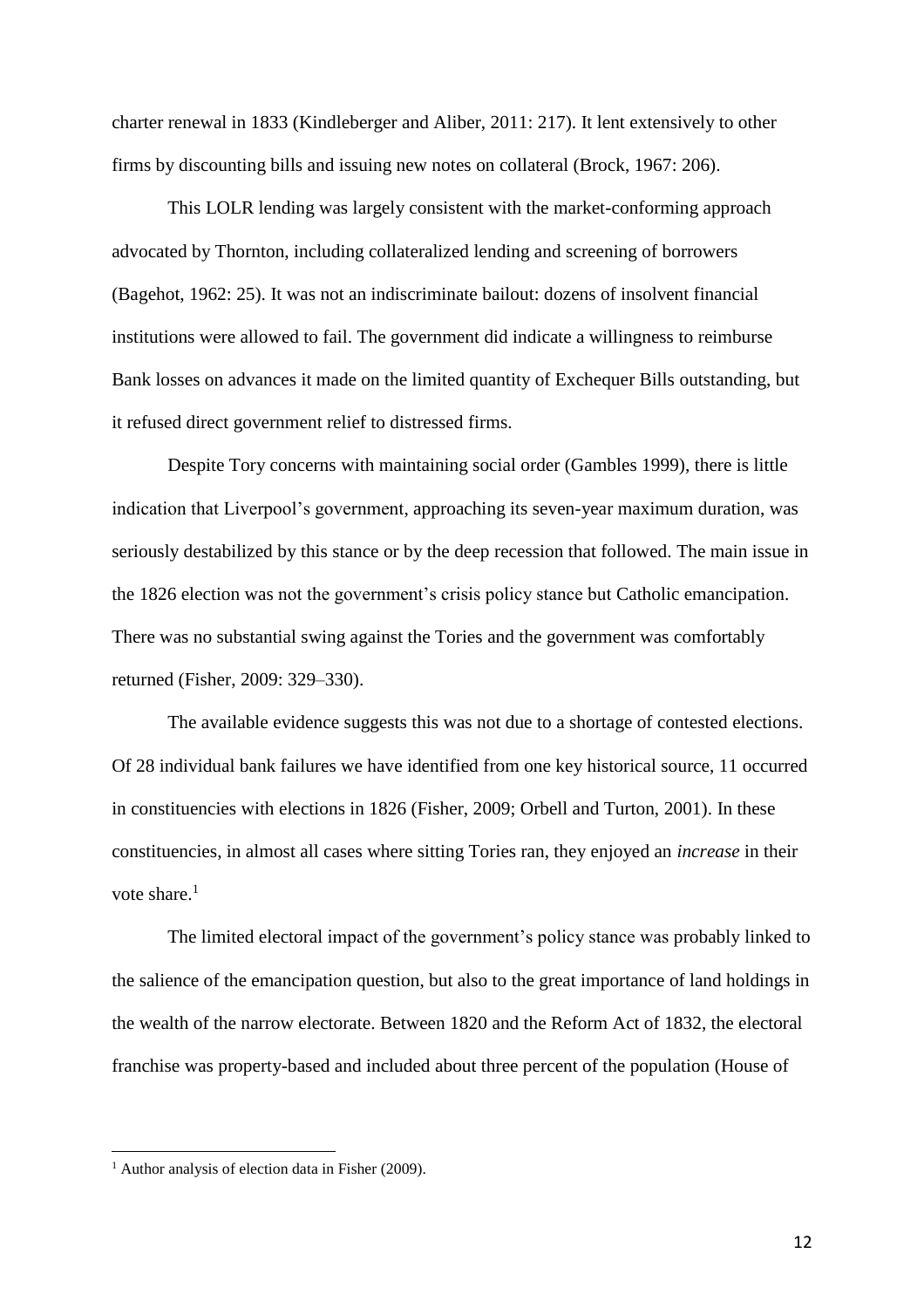charter renewal in 1833 (Kindleberger and Aliber, 2011: 217). It lent extensively to other firms by discounting bills and issuing new notes on collateral (Brock, 1967: 206).

This LOLR lending was largely consistent with the market-conforming approach advocated by Thornton, including collateralized lending and screening of borrowers (Bagehot, 1962: 25). It was not an indiscriminate bailout: dozens of insolvent financial institutions were allowed to fail. The government did indicate a willingness to reimburse Bank losses on advances it made on the limited quantity of Exchequer Bills outstanding, but it refused direct government relief to distressed firms.

Despite Tory concerns with maintaining social order (Gambles 1999), there is little indication that Liverpool's government, approaching its seven-year maximum duration, was seriously destabilized by this stance or by the deep recession that followed. The main issue in the 1826 election was not the government's crisis policy stance but Catholic emancipation. There was no substantial swing against the Tories and the government was comfortably returned (Fisher, 2009: 329–330).

The available evidence suggests this was not due to a shortage of contested elections. Of 28 individual bank failures we have identified from one key historical source, 11 occurred in constituencies with elections in 1826 (Fisher, 2009; Orbell and Turton, 2001). In these constituencies, in almost all cases where sitting Tories ran, they enjoyed an *increase* in their vote share.[1]

The limited electoral impact of the government's policy stance was probably linked to the salience of the emancipation question, but also to the great importance of land holdings in the wealth of the narrow electorate. Between 1820 and the Reform Act of 1832, the electoral franchise was property-based and included about three percent of the population (House of

---

[1] Author analysis of election data in Fisher (2009).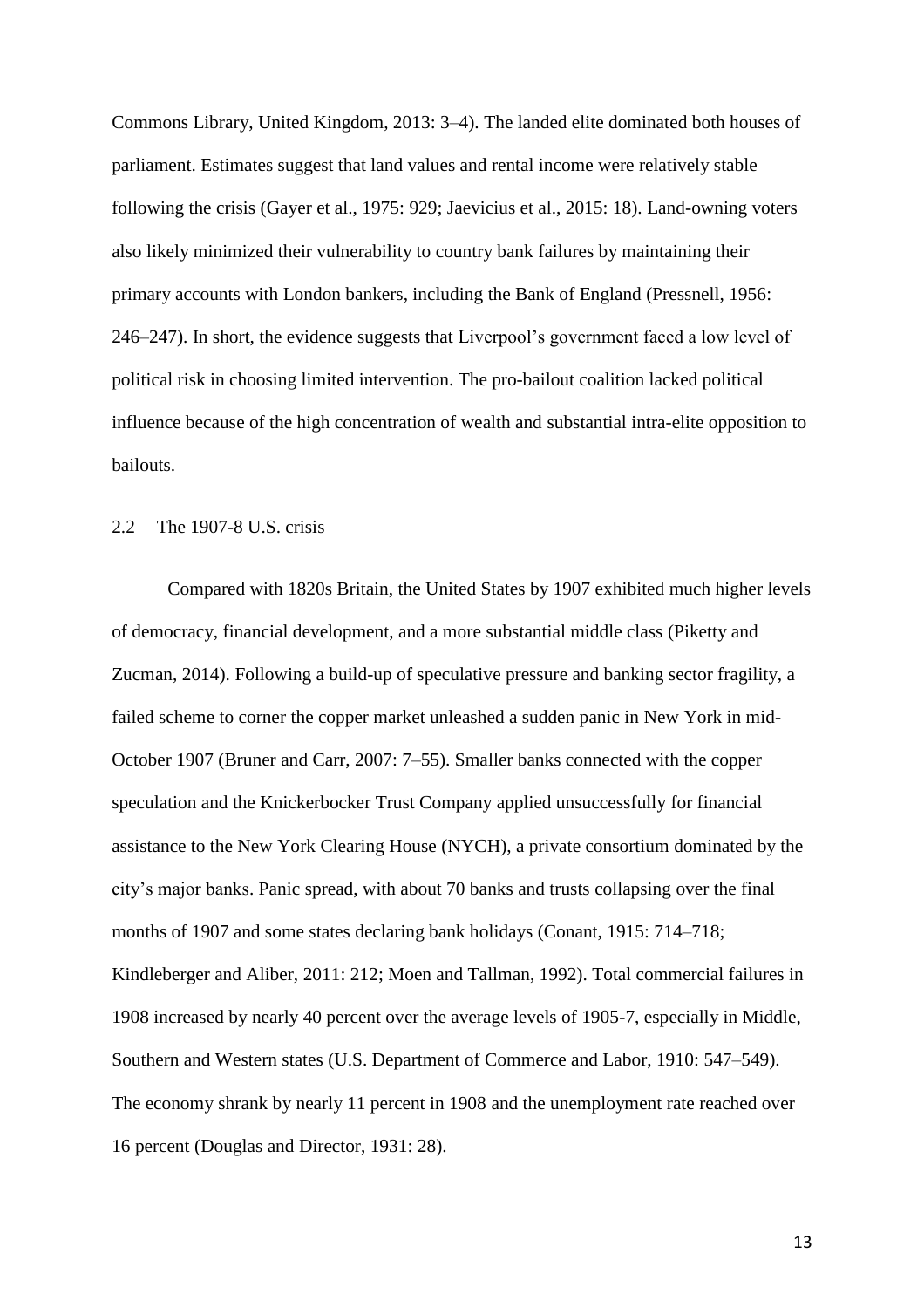Commons Library, United Kingdom, 2013: 3–4). The landed elite dominated both houses of parliament. Estimates suggest that land values and rental income were relatively stable following the crisis (Gayer et al., 1975: 929; Jaevicius et al., 2015: 18). Land-owning voters also likely minimized their vulnerability to country bank failures by maintaining their primary accounts with London bankers, including the Bank of England (Pressnell, 1956: 246–247). In short, the evidence suggests that Liverpool's government faced a low level of political risk in choosing limited intervention. The pro-bailout coalition lacked political influence because of the high concentration of wealth and substantial intra-elite opposition to bailouts.

### 2.2 The 1907-8 U.S. crisis

Compared with 1820s Britain, the United States by 1907 exhibited much higher levels of democracy, financial development, and a more substantial middle class (Piketty and Zucman, 2014). Following a build-up of speculative pressure and banking sector fragility, a failed scheme to corner the copper market unleashed a sudden panic in New York in mid-October 1907 (Bruner and Carr, 2007: 7–55). Smaller banks connected with the copper speculation and the Knickerbocker Trust Company applied unsuccessfully for financial assistance to the New York Clearing House (NYCH), a private consortium dominated by the city's major banks. Panic spread, with about 70 banks and trusts collapsing over the final months of 1907 and some states declaring bank holidays (Conant, 1915: 714–718; Kindleberger and Aliber, 2011: 212; Moen and Tallman, 1992). Total commercial failures in 1908 increased by nearly 40 percent over the average levels of 1905-7, especially in Middle, Southern and Western states (U.S. Department of Commerce and Labor, 1910: 547–549). The economy shrank by nearly 11 percent in 1908 and the unemployment rate reached over 16 percent (Douglas and Director, 1931: 28).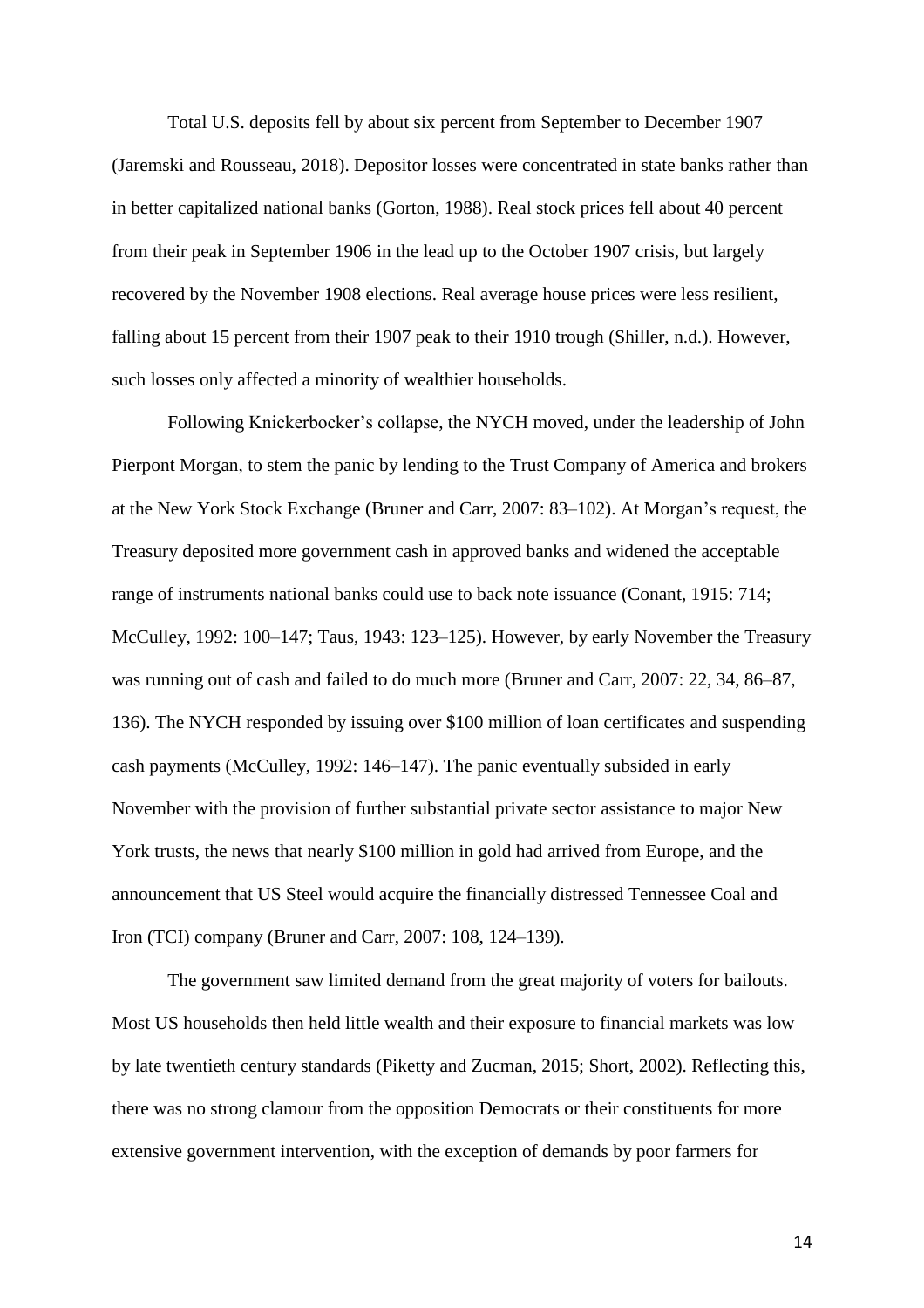Total U.S. deposits fell by about six percent from September to December 1907 (Jaremski and Rousseau, 2018). Depositor losses were concentrated in state banks rather than in better capitalized national banks (Gorton, 1988). Real stock prices fell about 40 percent from their peak in September 1906 in the lead up to the October 1907 crisis, but largely recovered by the November 1908 elections. Real average house prices were less resilient, falling about 15 percent from their 1907 peak to their 1910 trough (Shiller, n.d.). However, such losses only affected a minority of wealthier households.

Following Knickerbocker's collapse, the NYCH moved, under the leadership of John Pierpont Morgan, to stem the panic by lending to the Trust Company of America and brokers at the New York Stock Exchange (Bruner and Carr, 2007: 83–102). At Morgan's request, the Treasury deposited more government cash in approved banks and widened the acceptable range of instruments national banks could use to back note issuance (Conant, 1915: 714; McCulley, 1992: 100–147; Taus, 1943: 123–125). However, by early November the Treasury was running out of cash and failed to do much more (Bruner and Carr, 2007: 22, 34, 86–87, 136). The NYCH responded by issuing over $100 million of loan certificates and suspending cash payments (McCulley, 1992: 146–147). The panic eventually subsided in early November with the provision of further substantial private sector assistance to major New York trusts, the news that nearly $100 million in gold had arrived from Europe, and the announcement that US Steel would acquire the financially distressed Tennessee Coal and Iron (TCI) company (Bruner and Carr, 2007: 108, 124–139).

The government saw limited demand from the great majority of voters for bailouts. Most US households then held little wealth and their exposure to financial markets was low by late twentieth century standards (Piketty and Zucman, 2015; Short, 2002). Reflecting this, there was no strong clamour from the opposition Democrats or their constituents for more extensive government intervention, with the exception of demands by poor farmers for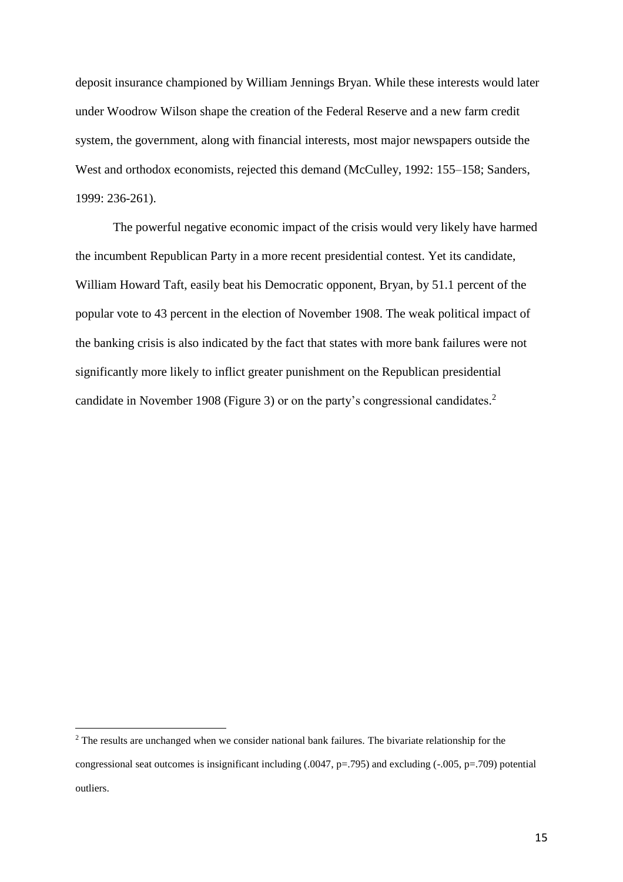deposit insurance championed by William Jennings Bryan. While these interests would later under Woodrow Wilson shape the creation of the Federal Reserve and a new farm credit system, the government, along with financial interests, most major newspapers outside the West and orthodox economists, rejected this demand (McCulley, 1992: 155–158; Sanders, 1999: 236-261).

The powerful negative economic impact of the crisis would very likely have harmed the incumbent Republican Party in a more recent presidential contest. Yet its candidate, William Howard Taft, easily beat his Democratic opponent, Bryan, by 51.1 percent of the popular vote to 43 percent in the election of November 1908. The weak political impact of the banking crisis is also indicated by the fact that states with more bank failures were not significantly more likely to inflict greater punishment on the Republican presidential candidate in November 1908 (Figure 3) or on the party's congressional candidates.[2]

---

[2] The results are unchanged when we consider national bank failures. The bivariate relationship for the congressional seat outcomes is insignificant including (.0047, p=.795) and excluding (-.005, p=.709) potential outliers.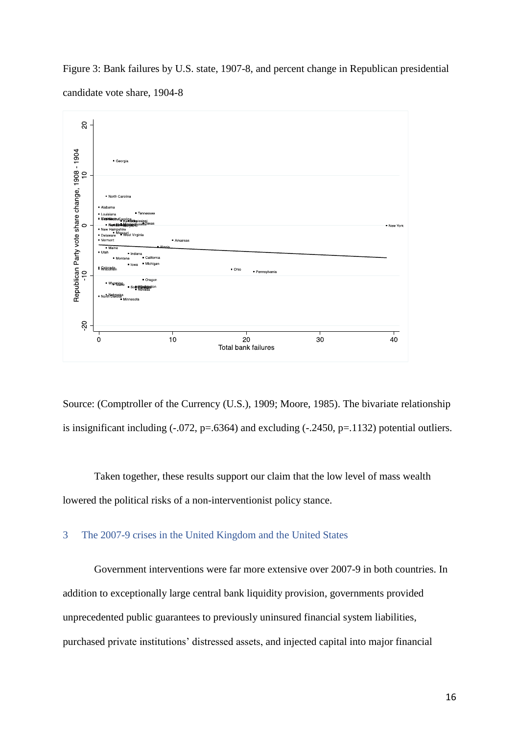Figure 3: Bank failures by U.S. state, 1907-8, and percent change in Republican presidential candidate vote share, 1904-8

Source: (Comptroller of the Currency (U.S.), 1909; Moore, 1985). The bivariate relationship is insignificant including (-.072, p=.6364) and excluding (-.2450, p=.1132) potential outliers.

Taken together, these results support our claim that the low level of mass wealth lowered the political risks of a non-interventionist policy stance.

## 3 The 2007-9 crises in the United Kingdom and the United States

Government interventions were far more extensive over 2007-9 in both countries. In addition to exceptionally large central bank liquidity provision, governments provided unprecedented public guarantees to previously uninsured financial system liabilities, purchased private institutions' distressed assets, and injected capital into major financial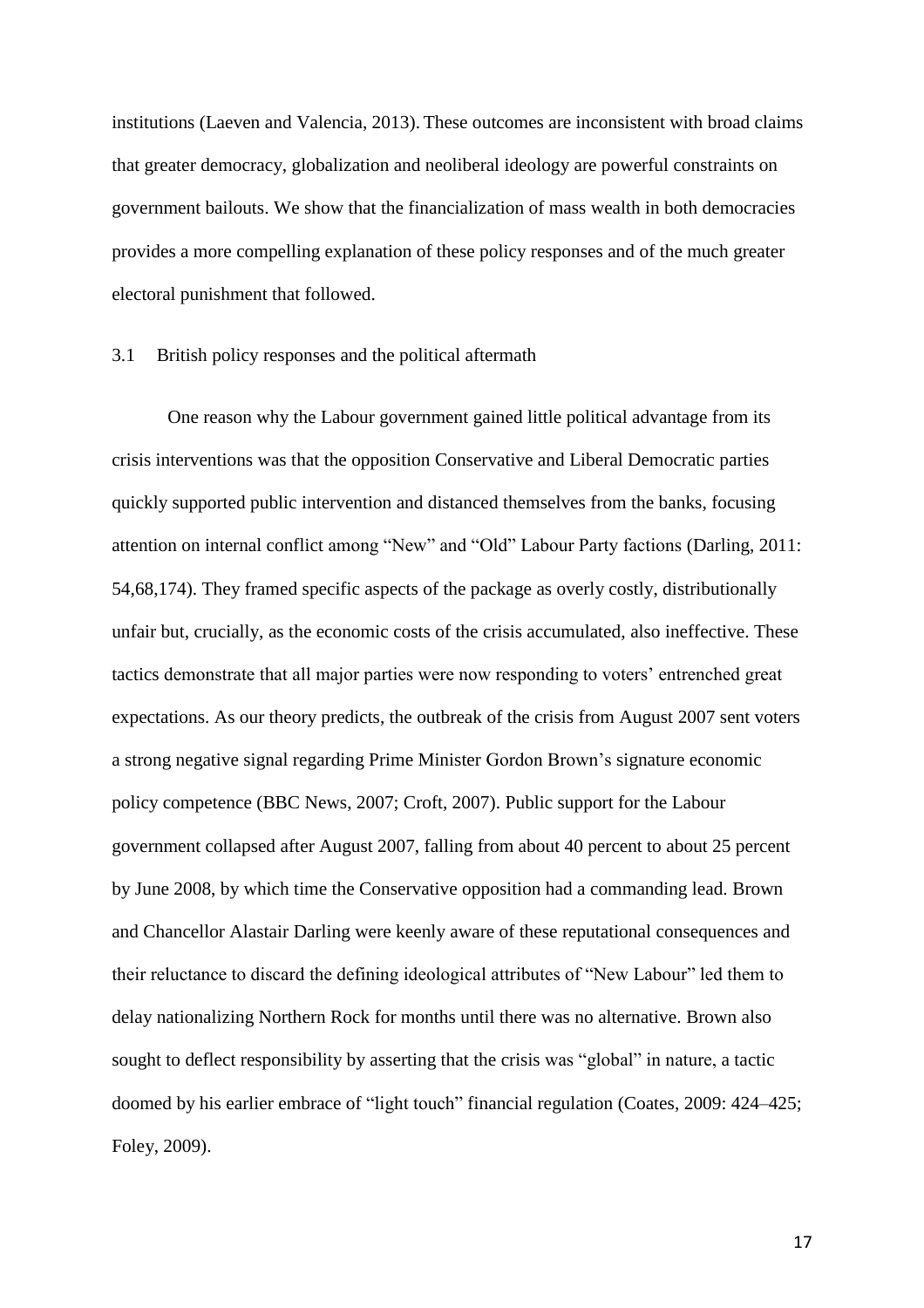institutions (Laeven and Valencia, 2013). These outcomes are inconsistent with broad claims that greater democracy, globalization and neoliberal ideology are powerful constraints on government bailouts. We show that the financialization of mass wealth in both democracies provides a more compelling explanation of these policy responses and of the much greater electoral punishment that followed.

### 3.1 British policy responses and the political aftermath

One reason why the Labour government gained little political advantage from its crisis interventions was that the opposition Conservative and Liberal Democratic parties quickly supported public intervention and distanced themselves from the banks, focusing attention on internal conflict among "New" and "Old" Labour Party factions (Darling, 2011: 54,68,174). They framed specific aspects of the package as overly costly, distributionally unfair but, crucially, as the economic costs of the crisis accumulated, also ineffective. These tactics demonstrate that all major parties were now responding to voters' entrenched great expectations. As our theory predicts, the outbreak of the crisis from August 2007 sent voters a strong negative signal regarding Prime Minister Gordon Brown's signature economic policy competence (BBC News, 2007; Croft, 2007). Public support for the Labour government collapsed after August 2007, falling from about 40 percent to about 25 percent by June 2008, by which time the Conservative opposition had a commanding lead. Brown and Chancellor Alastair Darling were keenly aware of these reputational consequences and their reluctance to discard the defining ideological attributes of "New Labour" led them to delay nationalizing Northern Rock for months until there was no alternative. Brown also sought to deflect responsibility by asserting that the crisis was "global" in nature, a tactic doomed by his earlier embrace of "light touch" financial regulation (Coates, 2009: 424–425; Foley, 2009).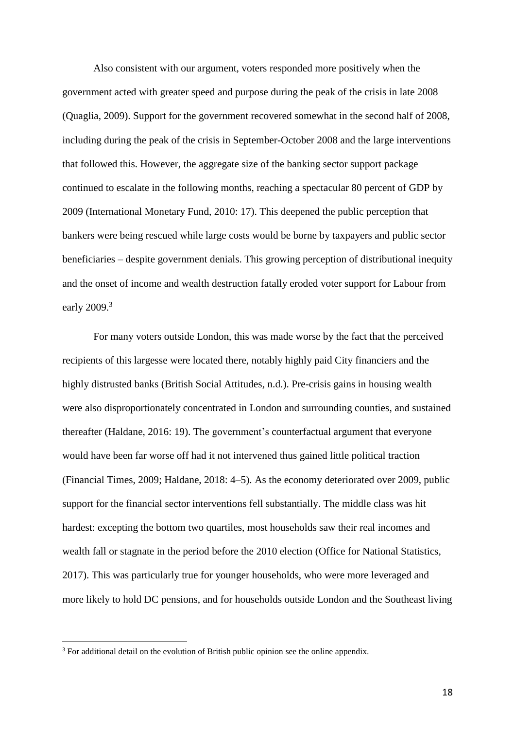Also consistent with our argument, voters responded more positively when the government acted with greater speed and purpose during the peak of the crisis in late 2008 (Quaglia, 2009). Support for the government recovered somewhat in the second half of 2008, including during the peak of the crisis in September-October 2008 and the large interventions that followed this. However, the aggregate size of the banking sector support package continued to escalate in the following months, reaching a spectacular 80 percent of GDP by 2009 (International Monetary Fund, 2010: 17). This deepened the public perception that bankers were being rescued while large costs would be borne by taxpayers and public sector beneficiaries – despite government denials. This growing perception of distributional inequity and the onset of income and wealth destruction fatally eroded voter support for Labour from early 2009.[3]

For many voters outside London, this was made worse by the fact that the perceived recipients of this largesse were located there, notably highly paid City financiers and the highly distrusted banks (British Social Attitudes, n.d.). Pre-crisis gains in housing wealth were also disproportionately concentrated in London and surrounding counties, and sustained thereafter (Haldane, 2016: 19). The government's counterfactual argument that everyone would have been far worse off had it not intervened thus gained little political traction (Financial Times, 2009; Haldane, 2018: 4–5). As the economy deteriorated over 2009, public support for the financial sector interventions fell substantially. The middle class was hit hardest: excepting the bottom two quartiles, most households saw their real incomes and wealth fall or stagnate in the period before the 2010 election (Office for National Statistics, 2017). This was particularly true for younger households, who were more leveraged and more likely to hold DC pensions, and for households outside London and the Southeast living

[3] For additional detail on the evolution of British public opinion see the online appendix.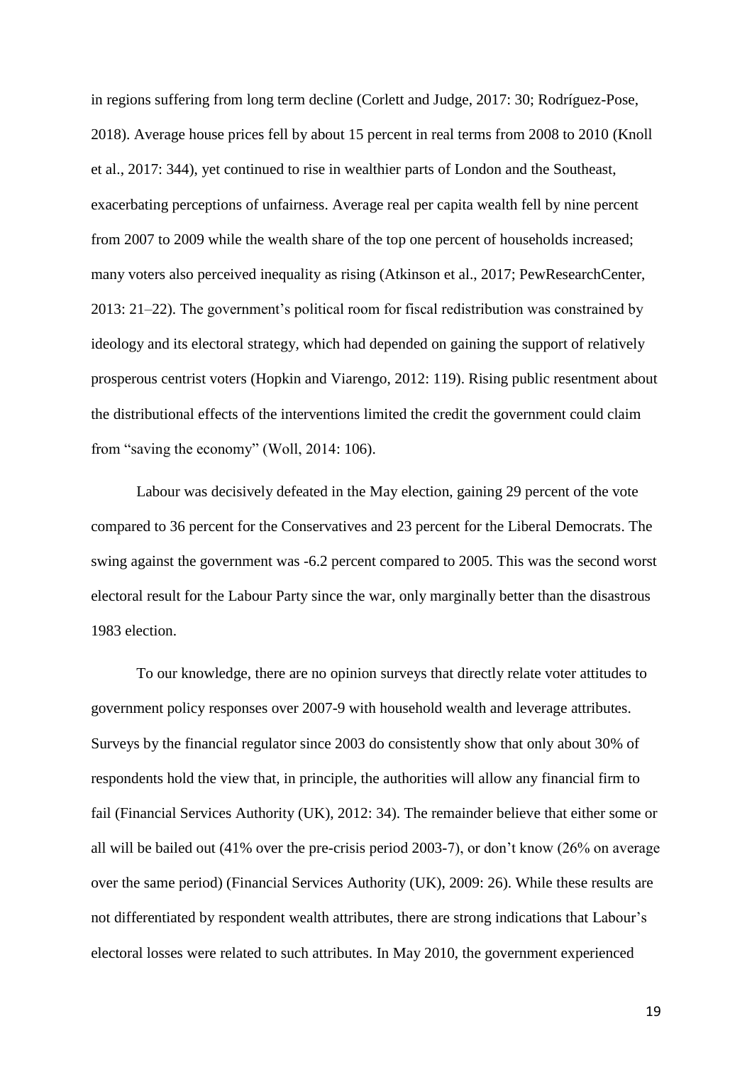in regions suffering from long term decline (Corlett and Judge, 2017: 30; Rodríguez-Pose, 2018). Average house prices fell by about 15 percent in real terms from 2008 to 2010 (Knoll et al., 2017: 344), yet continued to rise in wealthier parts of London and the Southeast, exacerbating perceptions of unfairness. Average real per capita wealth fell by nine percent from 2007 to 2009 while the wealth share of the top one percent of households increased; many voters also perceived inequality as rising (Atkinson et al., 2017; PewResearchCenter, 2013: 21–22). The government's political room for fiscal redistribution was constrained by ideology and its electoral strategy, which had depended on gaining the support of relatively prosperous centrist voters (Hopkin and Viarengo, 2012: 119). Rising public resentment about the distributional effects of the interventions limited the credit the government could claim from "saving the economy" (Woll, 2014: 106).

Labour was decisively defeated in the May election, gaining 29 percent of the vote compared to 36 percent for the Conservatives and 23 percent for the Liberal Democrats. The swing against the government was -6.2 percent compared to 2005. This was the second worst electoral result for the Labour Party since the war, only marginally better than the disastrous 1983 election.

To our knowledge, there are no opinion surveys that directly relate voter attitudes to government policy responses over 2007-9 with household wealth and leverage attributes. Surveys by the financial regulator since 2003 do consistently show that only about 30% of respondents hold the view that, in principle, the authorities will allow any financial firm to fail (Financial Services Authority (UK), 2012: 34). The remainder believe that either some or all will be bailed out (41% over the pre-crisis period 2003-7), or don't know (26% on average over the same period) (Financial Services Authority (UK), 2009: 26). While these results are not differentiated by respondent wealth attributes, there are strong indications that Labour's electoral losses were related to such attributes. In May 2010, the government experienced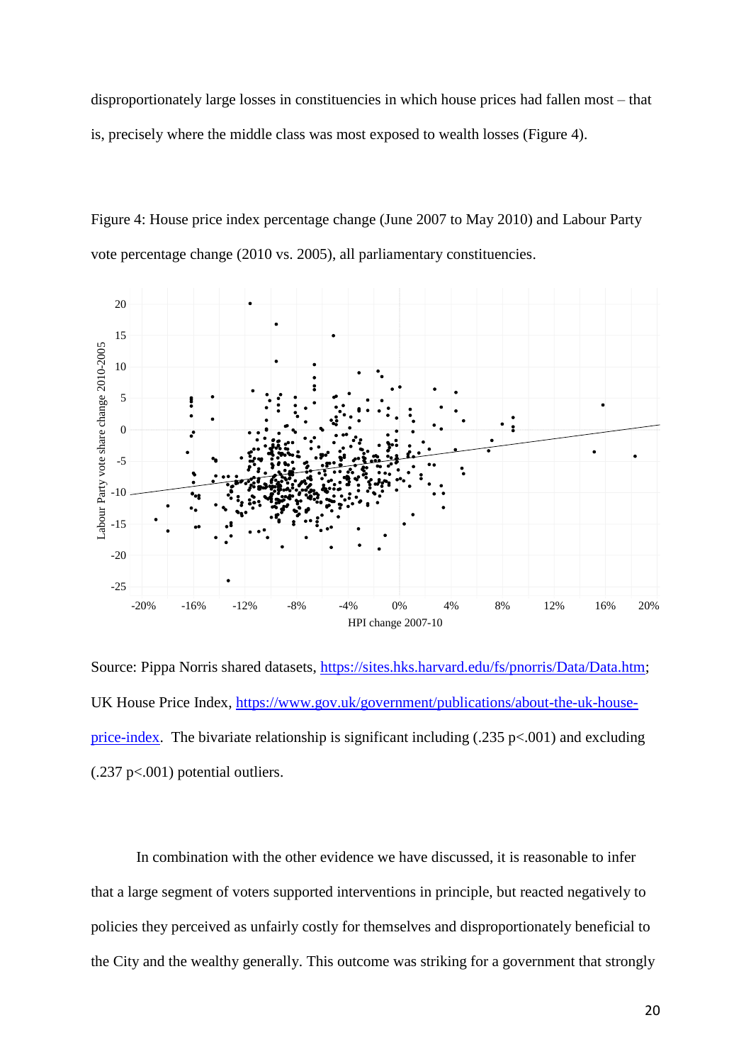disproportionately large losses in constituencies in which house prices had fallen most – that is, precisely where the middle class was most exposed to wealth losses (Figure 4).

Figure 4: House price index percentage change (June 2007 to May 2010) and Labour Party vote percentage change (2010 vs. 2005), all parliamentary constituencies.

Source: Pippa Norris shared datasets, https://sites.hks.harvard.edu/fs/pnorris/Data/Data.htm; UK House Price Index, https://www.gov.uk/government/publications/about-the-uk-house-price-index. The bivariate relationship is significant including (.235 $p<.001$) and excluding (.237 $p<.001$) potential outliers.

In combination with the other evidence we have discussed, it is reasonable to infer that a large segment of voters supported interventions in principle, but reacted negatively to policies they perceived as unfairly costly for themselves and disproportionately beneficial to the City and the wealthy generally. This outcome was striking for a government that strongly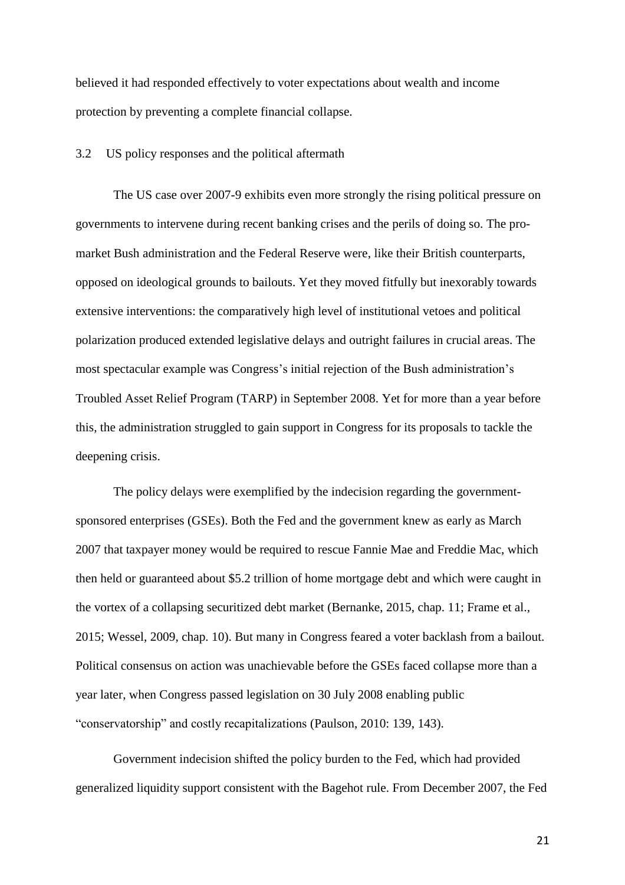believed it had responded effectively to voter expectations about wealth and income protection by preventing a complete financial collapse.

### 3.2 US policy responses and the political aftermath

The US case over 2007-9 exhibits even more strongly the rising political pressure on governments to intervene during recent banking crises and the perils of doing so. The pro-market Bush administration and the Federal Reserve were, like their British counterparts, opposed on ideological grounds to bailouts. Yet they moved fitfully but inexorably towards extensive interventions: the comparatively high level of institutional vetoes and political polarization produced extended legislative delays and outright failures in crucial areas. The most spectacular example was Congress's initial rejection of the Bush administration's Troubled Asset Relief Program (TARP) in September 2008. Yet for more than a year before this, the administration struggled to gain support in Congress for its proposals to tackle the deepening crisis.

The policy delays were exemplified by the indecision regarding the government-sponsored enterprises (GSEs). Both the Fed and the government knew as early as March 2007 that taxpayer money would be required to rescue Fannie Mae and Freddie Mac, which then held or guaranteed about $5.2 trillion of home mortgage debt and which were caught in the vortex of a collapsing securitized debt market (Bernanke, 2015, chap. 11; Frame et al., 2015; Wessel, 2009, chap. 10). But many in Congress feared a voter backlash from a bailout. Political consensus on action was unachievable before the GSEs faced collapse more than a year later, when Congress passed legislation on 30 July 2008 enabling public "conservatorship" and costly recapitalizations (Paulson, 2010: 139, 143).

Government indecision shifted the policy burden to the Fed, which had provided generalized liquidity support consistent with the Bagehot rule. From December 2007, the Fed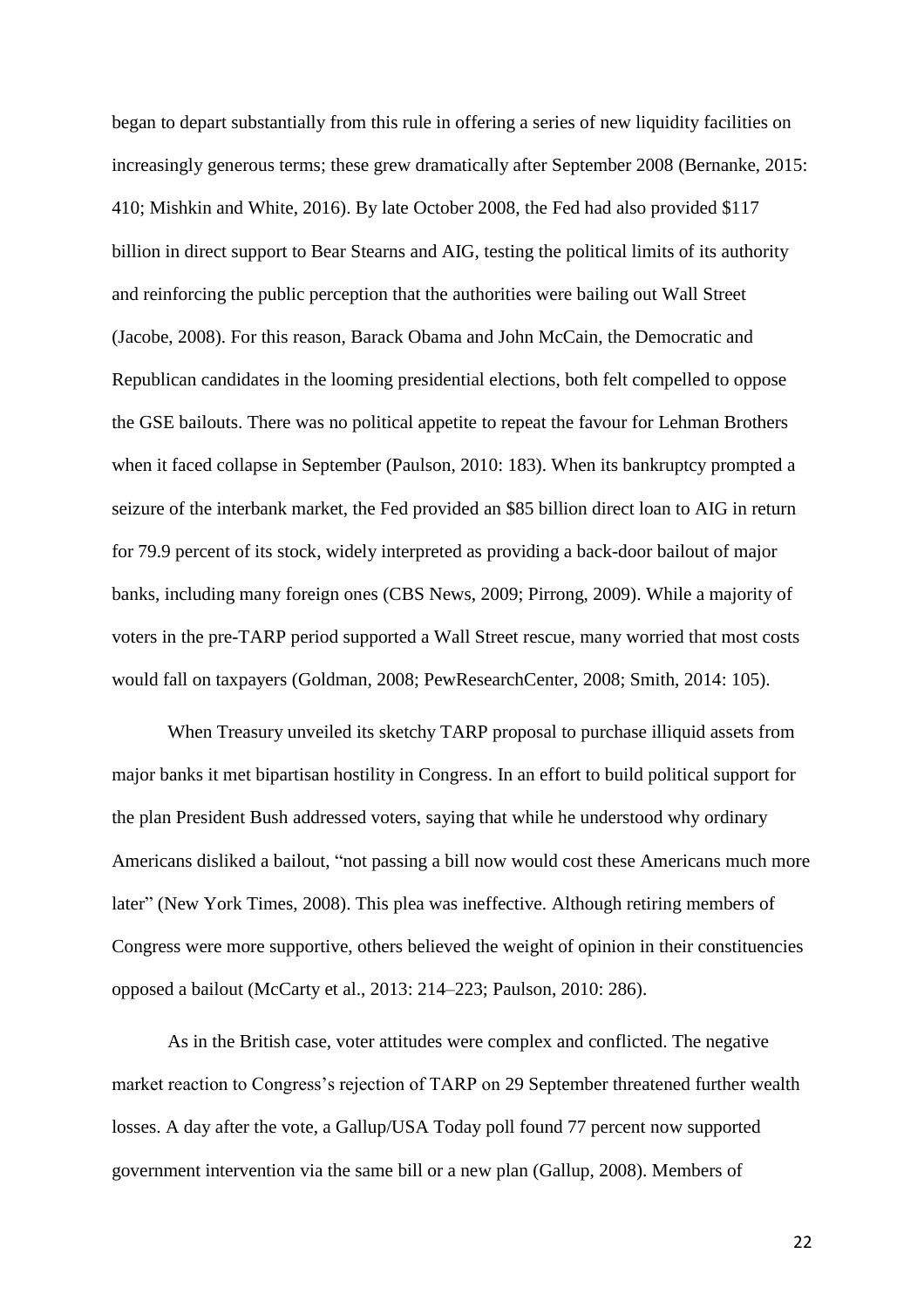began to depart substantially from this rule in offering a series of new liquidity facilities on increasingly generous terms; these grew dramatically after September 2008 (Bernanke, 2015: 410; Mishkin and White, 2016). By late October 2008, the Fed had also provided $117 billion in direct support to Bear Stearns and AIG, testing the political limits of its authority and reinforcing the public perception that the authorities were bailing out Wall Street (Jacobe, 2008). For this reason, Barack Obama and John McCain, the Democratic and Republican candidates in the looming presidential elections, both felt compelled to oppose the GSE bailouts. There was no political appetite to repeat the favour for Lehman Brothers when it faced collapse in September (Paulson, 2010: 183). When its bankruptcy prompted a seizure of the interbank market, the Fed provided an $85 billion direct loan to AIG in return for 79.9 percent of its stock, widely interpreted as providing a back-door bailout of major banks, including many foreign ones (CBS News, 2009; Pirrong, 2009). While a majority of voters in the pre-TARP period supported a Wall Street rescue, many worried that most costs would fall on taxpayers (Goldman, 2008; PewResearchCenter, 2008; Smith, 2014: 105).

When Treasury unveiled its sketchy TARP proposal to purchase illiquid assets from major banks it met bipartisan hostility in Congress. In an effort to build political support for the plan President Bush addressed voters, saying that while he understood why ordinary Americans disliked a bailout, "not passing a bill now would cost these Americans much more later" (New York Times, 2008). This plea was ineffective. Although retiring members of Congress were more supportive, others believed the weight of opinion in their constituencies opposed a bailout (McCarty et al., 2013: 214–223; Paulson, 2010: 286).

As in the British case, voter attitudes were complex and conflicted. The negative market reaction to Congress's rejection of TARP on 29 September threatened further wealth losses. A day after the vote, a Gallup/USA Today poll found 77 percent now supported government intervention via the same bill or a new plan (Gallup, 2008). Members of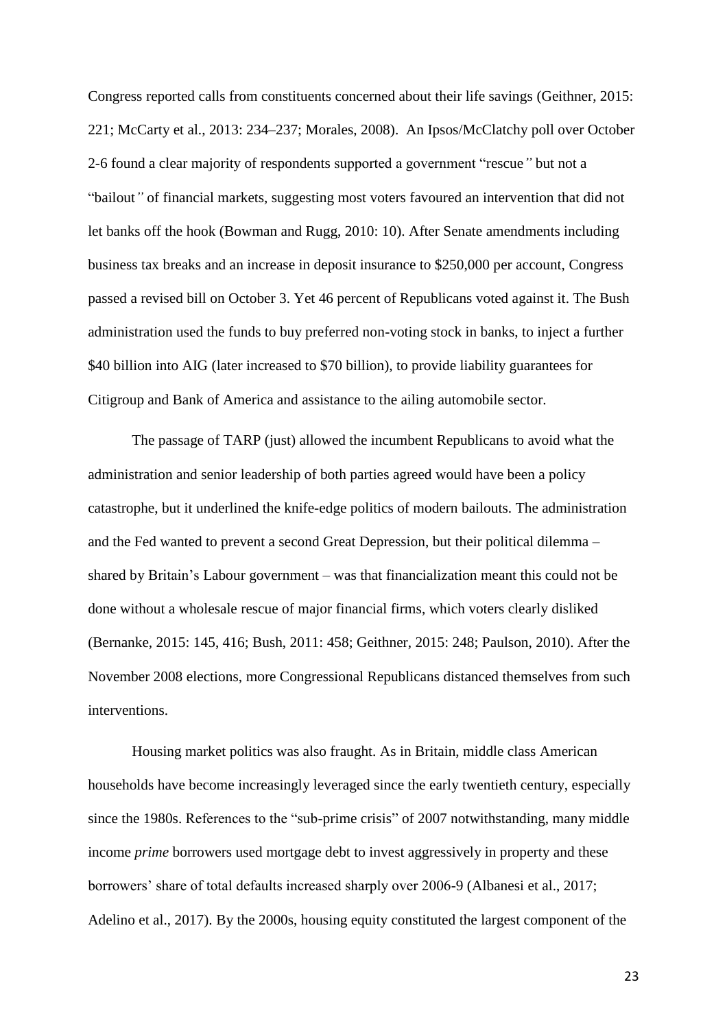Congress reported calls from constituents concerned about their life savings (Geithner, 2015: 221; McCarty et al., 2013: 234–237; Morales, 2008). An Ipsos/McClatchy poll over October 2-6 found a clear majority of respondents supported a government "rescue*"* but not a "bailout*"* of financial markets, suggesting most voters favoured an intervention that did not let banks off the hook (Bowman and Rugg, 2010: 10). After Senate amendments including business tax breaks and an increase in deposit insurance to $250,000 per account, Congress passed a revised bill on October 3. Yet 46 percent of Republicans voted against it. The Bush administration used the funds to buy preferred non-voting stock in banks, to inject a further $40 billion into AIG (later increased to $70 billion), to provide liability guarantees for Citigroup and Bank of America and assistance to the ailing automobile sector.

The passage of TARP (just) allowed the incumbent Republicans to avoid what the administration and senior leadership of both parties agreed would have been a policy catastrophe, but it underlined the knife-edge politics of modern bailouts. The administration and the Fed wanted to prevent a second Great Depression, but their political dilemma – shared by Britain's Labour government – was that financialization meant this could not be done without a wholesale rescue of major financial firms, which voters clearly disliked (Bernanke, 2015: 145, 416; Bush, 2011: 458; Geithner, 2015: 248; Paulson, 2010). After the November 2008 elections, more Congressional Republicans distanced themselves from such interventions.

Housing market politics was also fraught. As in Britain, middle class American households have become increasingly leveraged since the early twentieth century, especially since the 1980s. References to the "sub-prime crisis" of 2007 notwithstanding, many middle income *prime* borrowers used mortgage debt to invest aggressively in property and these borrowers' share of total defaults increased sharply over 2006-9 (Albanesi et al., 2017; Adelino et al., 2017). By the 2000s, housing equity constituted the largest component of the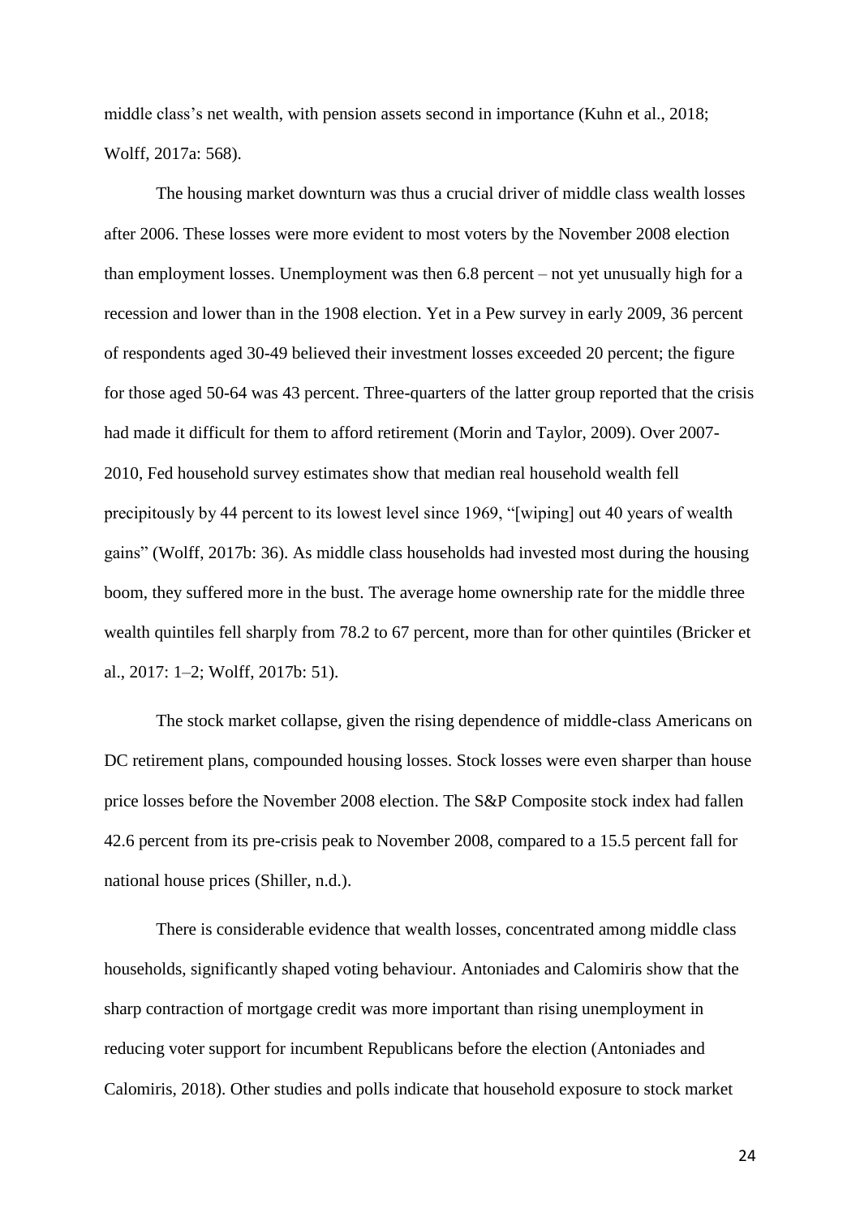middle class's net wealth, with pension assets second in importance (Kuhn et al., 2018; Wolff, 2017a: 568).

The housing market downturn was thus a crucial driver of middle class wealth losses after 2006. These losses were more evident to most voters by the November 2008 election than employment losses. Unemployment was then 6.8 percent – not yet unusually high for a recession and lower than in the 1908 election. Yet in a Pew survey in early 2009, 36 percent of respondents aged 30-49 believed their investment losses exceeded 20 percent; the figure for those aged 50-64 was 43 percent. Three-quarters of the latter group reported that the crisis had made it difficult for them to afford retirement (Morin and Taylor, 2009). Over 2007-2010, Fed household survey estimates show that median real household wealth fell precipitously by 44 percent to its lowest level since 1969, "[wiping] out 40 years of wealth gains" (Wolff, 2017b: 36). As middle class households had invested most during the housing boom, they suffered more in the bust. The average home ownership rate for the middle three wealth quintiles fell sharply from 78.2 to 67 percent, more than for other quintiles (Bricker et al., 2017: 1–2; Wolff, 2017b: 51).

The stock market collapse, given the rising dependence of middle-class Americans on DC retirement plans, compounded housing losses. Stock losses were even sharper than house price losses before the November 2008 election. The S&P Composite stock index had fallen 42.6 percent from its pre-crisis peak to November 2008, compared to a 15.5 percent fall for national house prices (Shiller, n.d.).

There is considerable evidence that wealth losses, concentrated among middle class households, significantly shaped voting behaviour. Antoniades and Calomiris show that the sharp contraction of mortgage credit was more important than rising unemployment in reducing voter support for incumbent Republicans before the election (Antoniades and Calomiris, 2018). Other studies and polls indicate that household exposure to stock market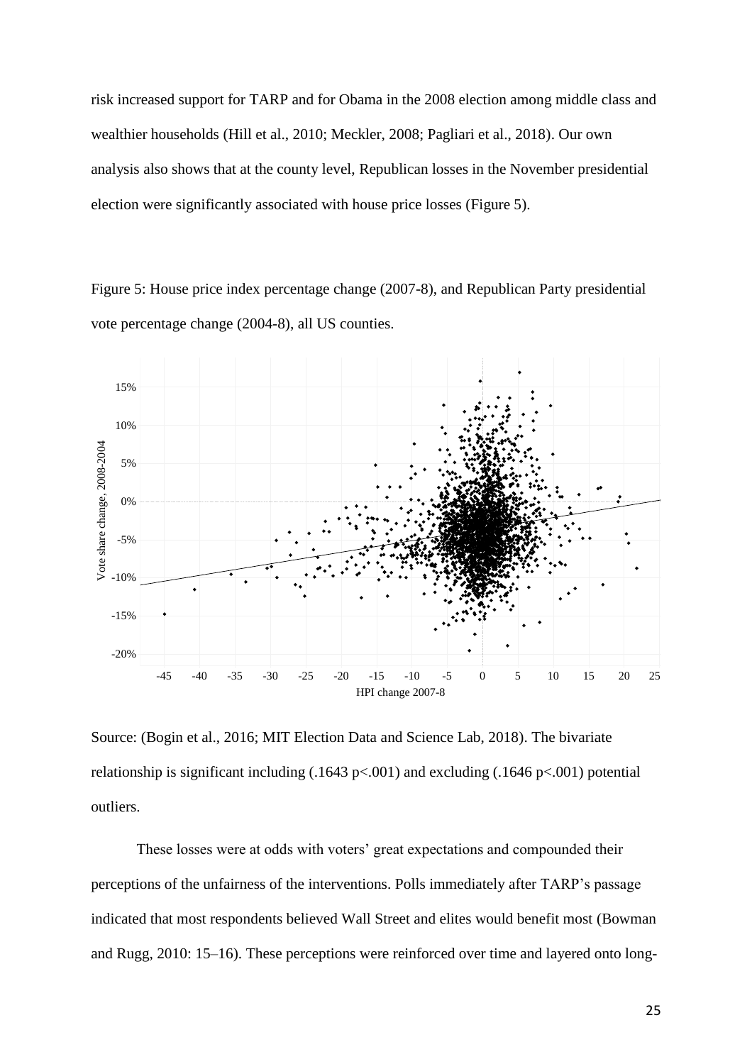risk increased support for TARP and for Obama in the 2008 election among middle class and wealthier households (Hill et al., 2010; Meckler, 2008; Pagliari et al., 2018). Our own analysis also shows that at the county level, Republican losses in the November presidential election were significantly associated with house price losses (Figure 5).

Figure 5: House price index percentage change (2007-8), and Republican Party presidential vote percentage change (2004-8), all US counties.

Source: (Bogin et al., 2016; MIT Election Data and Science Lab, 2018). The bivariate relationship is significant including (.1643 $p<.001$) and excluding (.1646 $p<.001$) potential outliers.

These losses were at odds with voters' great expectations and compounded their perceptions of the unfairness of the interventions. Polls immediately after TARP's passage indicated that most respondents believed Wall Street and elites would benefit most (Bowman and Rugg, 2010: 15–16). These perceptions were reinforced over time and layered onto long-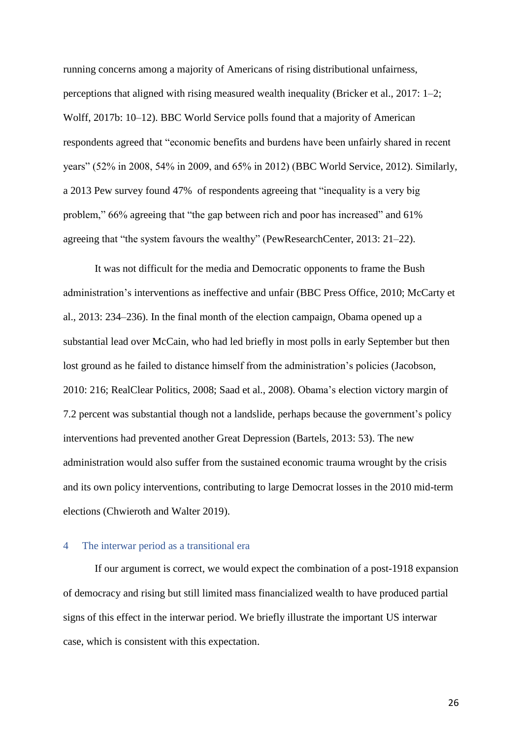running concerns among a majority of Americans of rising distributional unfairness, perceptions that aligned with rising measured wealth inequality (Bricker et al., 2017: 1–2; Wolff, 2017b: 10–12). BBC World Service polls found that a majority of American respondents agreed that "economic benefits and burdens have been unfairly shared in recent years" (52% in 2008, 54% in 2009, and 65% in 2012) (BBC World Service, 2012). Similarly, a 2013 Pew survey found 47% of respondents agreeing that "inequality is a very big problem," 66% agreeing that "the gap between rich and poor has increased" and 61% agreeing that "the system favours the wealthy" (PewResearchCenter, 2013: 21–22).

It was not difficult for the media and Democratic opponents to frame the Bush administration's interventions as ineffective and unfair (BBC Press Office, 2010; McCarty et al., 2013: 234–236). In the final month of the election campaign, Obama opened up a substantial lead over McCain, who had led briefly in most polls in early September but then lost ground as he failed to distance himself from the administration's policies (Jacobson, 2010: 216; RealClear Politics, 2008; Saad et al., 2008). Obama's election victory margin of 7.2 percent was substantial though not a landslide, perhaps because the government's policy interventions had prevented another Great Depression (Bartels, 2013: 53). The new administration would also suffer from the sustained economic trauma wrought by the crisis and its own policy interventions, contributing to large Democrat losses in the 2010 mid-term elections (Chwieroth and Walter 2019).

## 4 The interwar period as a transitional era

If our argument is correct, we would expect the combination of a post-1918 expansion of democracy and rising but still limited mass financialized wealth to have produced partial signs of this effect in the interwar period. We briefly illustrate the important US interwar case, which is consistent with this expectation.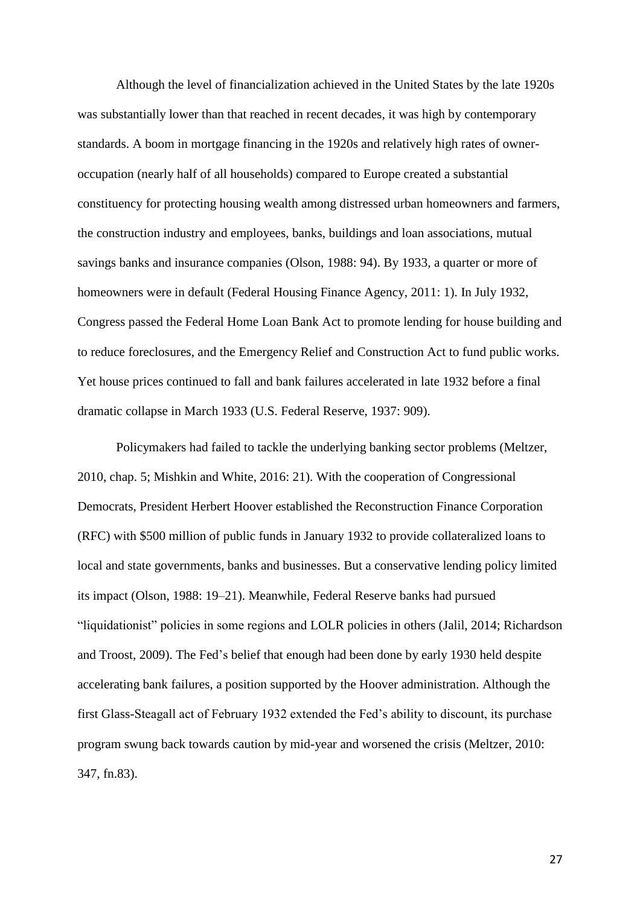Although the level of financialization achieved in the United States by the late 1920s was substantially lower than that reached in recent decades, it was high by contemporary standards. A boom in mortgage financing in the 1920s and relatively high rates of owner-occupation (nearly half of all households) compared to Europe created a substantial constituency for protecting housing wealth among distressed urban homeowners and farmers, the construction industry and employees, banks, buildings and loan associations, mutual savings banks and insurance companies (Olson, 1988: 94). By 1933, a quarter or more of homeowners were in default (Federal Housing Finance Agency, 2011: 1). In July 1932, Congress passed the Federal Home Loan Bank Act to promote lending for house building and to reduce foreclosures, and the Emergency Relief and Construction Act to fund public works. Yet house prices continued to fall and bank failures accelerated in late 1932 before a final dramatic collapse in March 1933 (U.S. Federal Reserve, 1937: 909).

Policymakers had failed to tackle the underlying banking sector problems (Meltzer, 2010, chap. 5; Mishkin and White, 2016: 21). With the cooperation of Congressional Democrats, President Herbert Hoover established the Reconstruction Finance Corporation (RFC) with $500 million of public funds in January 1932 to provide collateralized loans to local and state governments, banks and businesses. But a conservative lending policy limited its impact (Olson, 1988: 19–21). Meanwhile, Federal Reserve banks had pursued "liquidationist" policies in some regions and LOLR policies in others (Jalil, 2014; Richardson and Troost, 2009). The Fed's belief that enough had been done by early 1930 held despite accelerating bank failures, a position supported by the Hoover administration. Although the first Glass-Steagall act of February 1932 extended the Fed's ability to discount, its purchase program swung back towards caution by mid-year and worsened the crisis (Meltzer, 2010: 347, fn.83).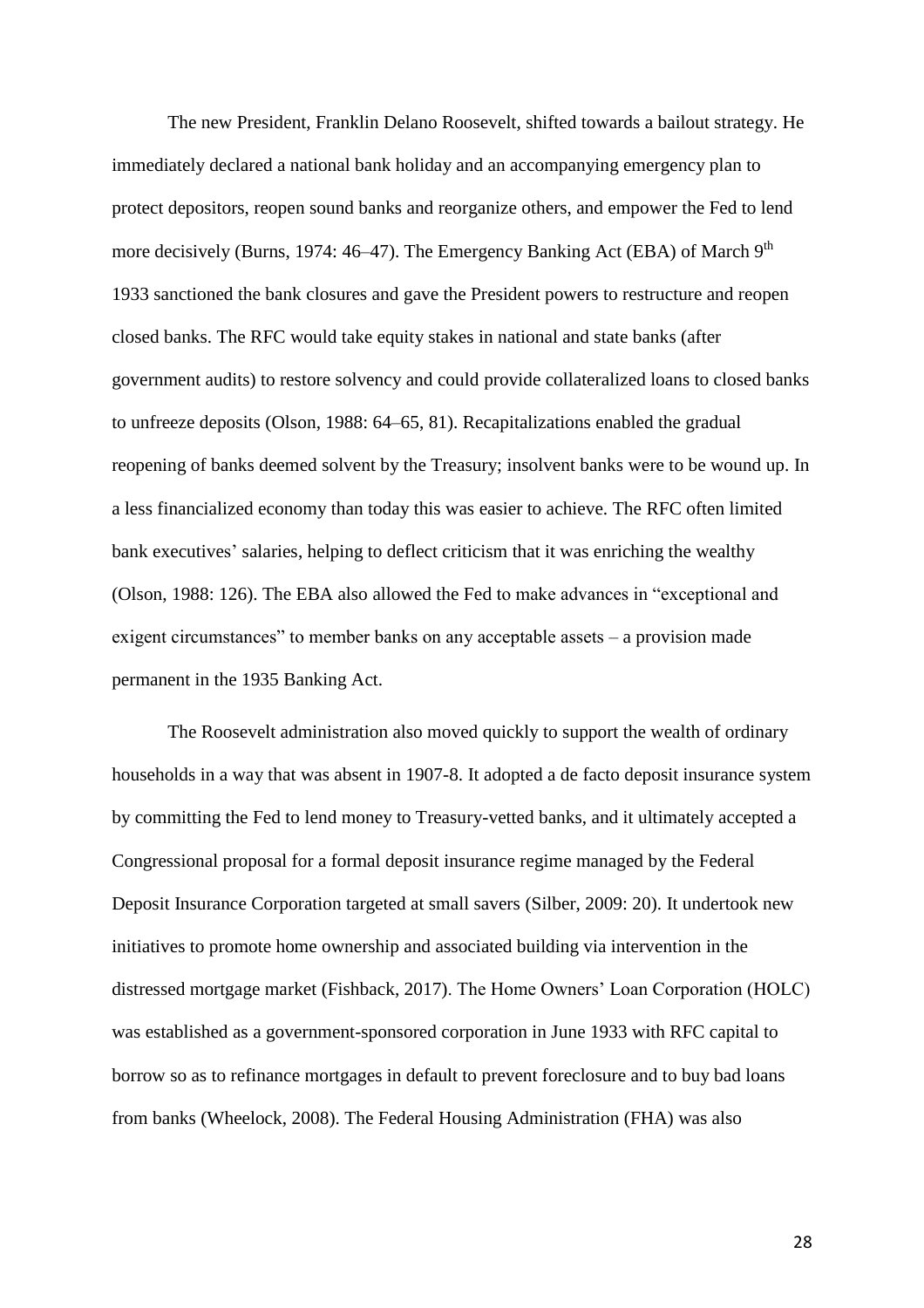The new President, Franklin Delano Roosevelt, shifted towards a bailout strategy. He immediately declared a national bank holiday and an accompanying emergency plan to protect depositors, reopen sound banks and reorganize others, and empower the Fed to lend more decisively (Burns, 1974: 46–47). The Emergency Banking Act (EBA) of March 9th 1933 sanctioned the bank closures and gave the President powers to restructure and reopen closed banks. The RFC would take equity stakes in national and state banks (after government audits) to restore solvency and could provide collateralized loans to closed banks to unfreeze deposits (Olson, 1988: 64–65, 81). Recapitalizations enabled the gradual reopening of banks deemed solvent by the Treasury; insolvent banks were to be wound up. In a less financialized economy than today this was easier to achieve. The RFC often limited bank executives' salaries, helping to deflect criticism that it was enriching the wealthy (Olson, 1988: 126). The EBA also allowed the Fed to make advances in "exceptional and exigent circumstances" to member banks on any acceptable assets – a provision made permanent in the 1935 Banking Act.

The Roosevelt administration also moved quickly to support the wealth of ordinary households in a way that was absent in 1907-8. It adopted a de facto deposit insurance system by committing the Fed to lend money to Treasury-vetted banks, and it ultimately accepted a Congressional proposal for a formal deposit insurance regime managed by the Federal Deposit Insurance Corporation targeted at small savers (Silber, 2009: 20). It undertook new initiatives to promote home ownership and associated building via intervention in the distressed mortgage market (Fishback, 2017). The Home Owners' Loan Corporation (HOLC) was established as a government-sponsored corporation in June 1933 with RFC capital to borrow so as to refinance mortgages in default to prevent foreclosure and to buy bad loans from banks (Wheelock, 2008). The Federal Housing Administration (FHA) was also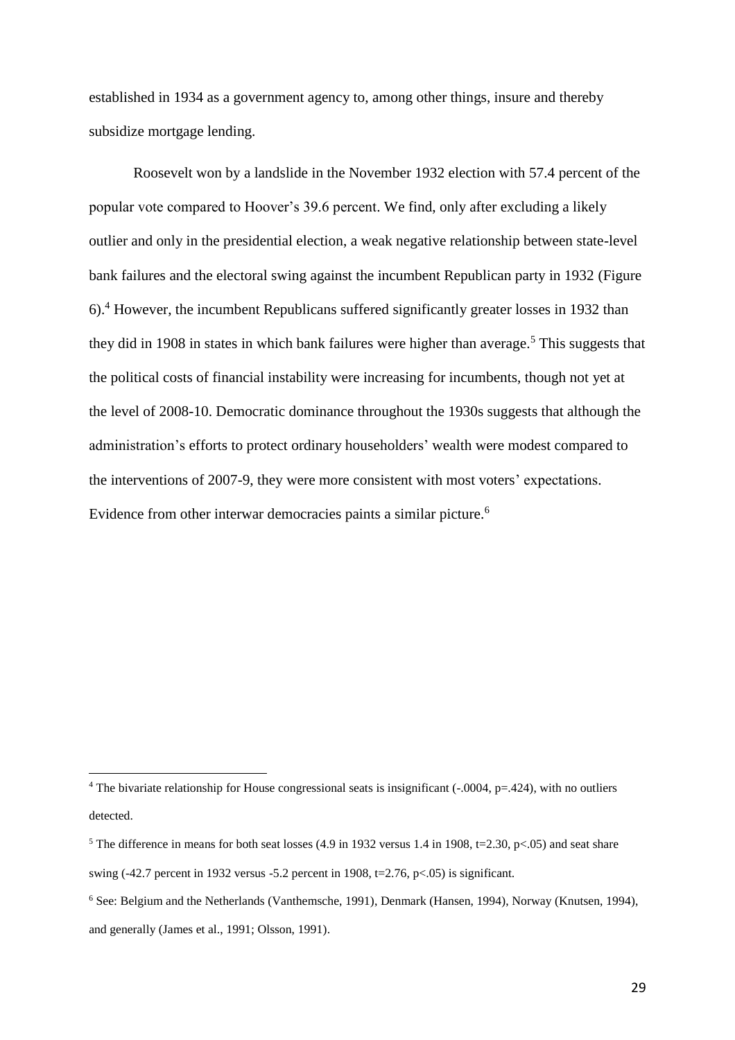established in 1934 as a government agency to, among other things, insure and thereby subsidize mortgage lending.

Roosevelt won by a landslide in the November 1932 election with 57.4 percent of the popular vote compared to Hoover's 39.6 percent. We find, only after excluding a likely outlier and only in the presidential election, a weak negative relationship between state-level bank failures and the electoral swing against the incumbent Republican party in 1932 (Figure 6).[4] However, the incumbent Republicans suffered significantly greater losses in 1932 than they did in 1908 in states in which bank failures were higher than average.[5] This suggests that the political costs of financial instability were increasing for incumbents, though not yet at the level of 2008-10. Democratic dominance throughout the 1930s suggests that although the administration's efforts to protect ordinary householders' wealth were modest compared to the interventions of 2007-9, they were more consistent with most voters' expectations. Evidence from other interwar democracies paints a similar picture.[6]

---

[4] The bivariate relationship for House congressional seats is insignificant (-.0004, $p=.424$), with no outliers detected.

[5] The difference in means for both seat losses (4.9 in 1932 versus 1.4 in 1908, $t=2.30$, $p<.05$) and seat share swing (-42.7 percent in 1932 versus -5.2 percent in 1908, $t=2.76$, $p<.05$) is significant.

[6] See: Belgium and the Netherlands (Vanthemsche, 1991), Denmark (Hansen, 1994), Norway (Knutsen, 1994), and generally (James et al., 1991; Olsson, 1991).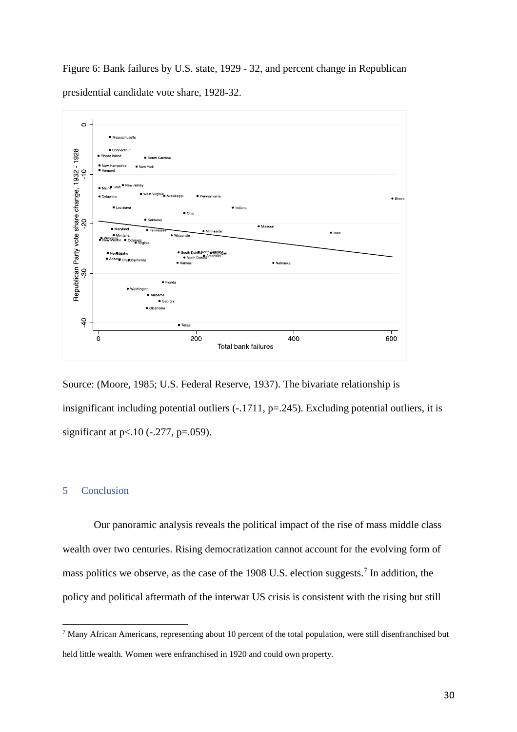Figure 6: Bank failures by U.S. state, 1929 - 32, and percent change in Republican presidential candidate vote share, 1928-32.

Source: (Moore, 1985; U.S. Federal Reserve, 1937). The bivariate relationship is insignificant including potential outliers (-.1711, p=.245). Excluding potential outliers, it is significant at p<.10 (-.277, p=.059).

## 5 Conclusion

Our panoramic analysis reveals the political impact of the rise of mass middle class wealth over two centuries. Rising democratization cannot account for the evolving form of mass politics we observe, as the case of the 1908 U.S. election suggests.[7] In addition, the policy and political aftermath of the interwar US crisis is consistent with the rising but still

[7] Many African Americans, representing about 10 percent of the total population, were still disenfranchised but held little wealth. Women were enfranchised in 1920 and could own property.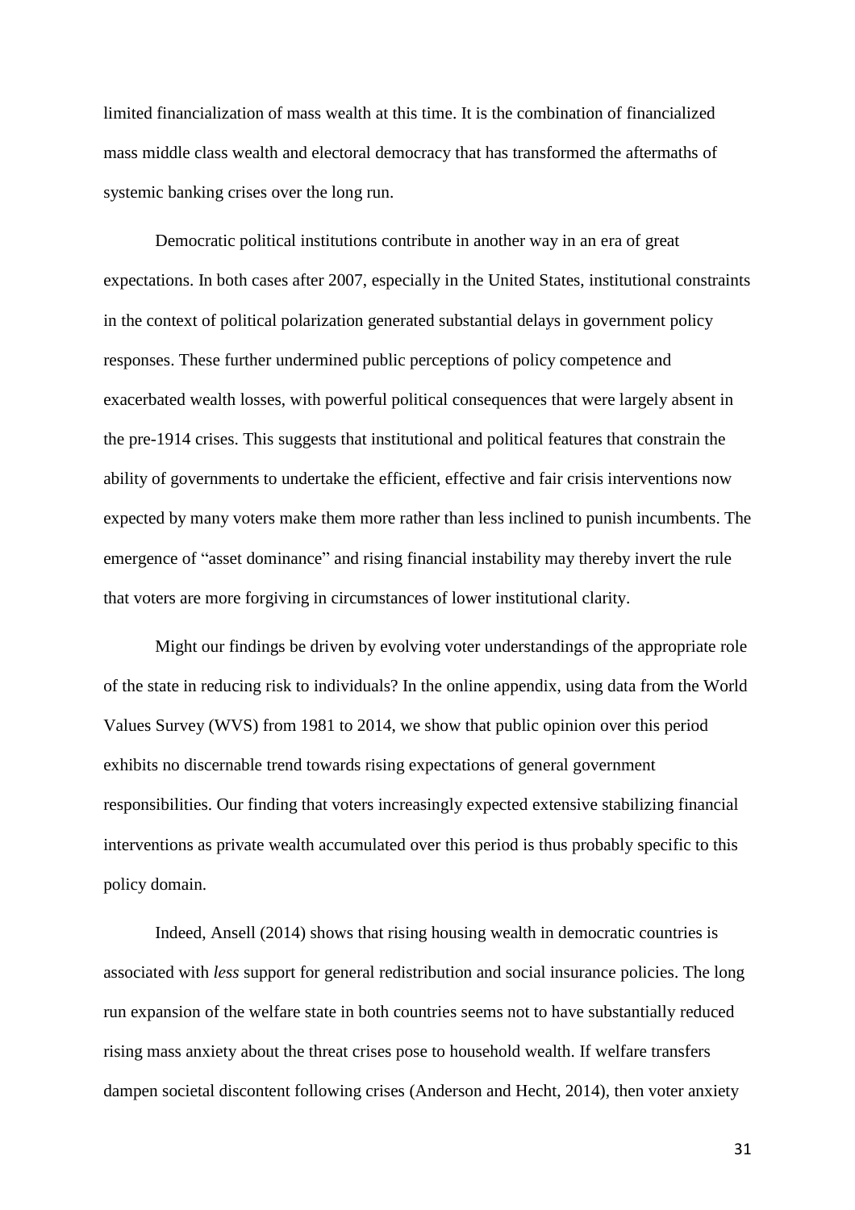limited financialization of mass wealth at this time. It is the combination of financialized mass middle class wealth and electoral democracy that has transformed the aftermaths of systemic banking crises over the long run.

Democratic political institutions contribute in another way in an era of great expectations. In both cases after 2007, especially in the United States, institutional constraints in the context of political polarization generated substantial delays in government policy responses. These further undermined public perceptions of policy competence and exacerbated wealth losses, with powerful political consequences that were largely absent in the pre-1914 crises. This suggests that institutional and political features that constrain the ability of governments to undertake the efficient, effective and fair crisis interventions now expected by many voters make them more rather than less inclined to punish incumbents. The emergence of "asset dominance" and rising financial instability may thereby invert the rule that voters are more forgiving in circumstances of lower institutional clarity.

Might our findings be driven by evolving voter understandings of the appropriate role of the state in reducing risk to individuals? In the online appendix, using data from the World Values Survey (WVS) from 1981 to 2014, we show that public opinion over this period exhibits no discernable trend towards rising expectations of general government responsibilities. Our finding that voters increasingly expected extensive stabilizing financial interventions as private wealth accumulated over this period is thus probably specific to this policy domain.

Indeed, Ansell (2014) shows that rising housing wealth in democratic countries is associated with *less* support for general redistribution and social insurance policies. The long run expansion of the welfare state in both countries seems not to have substantially reduced rising mass anxiety about the threat crises pose to household wealth. If welfare transfers dampen societal discontent following crises (Anderson and Hecht, 2014), then voter anxiety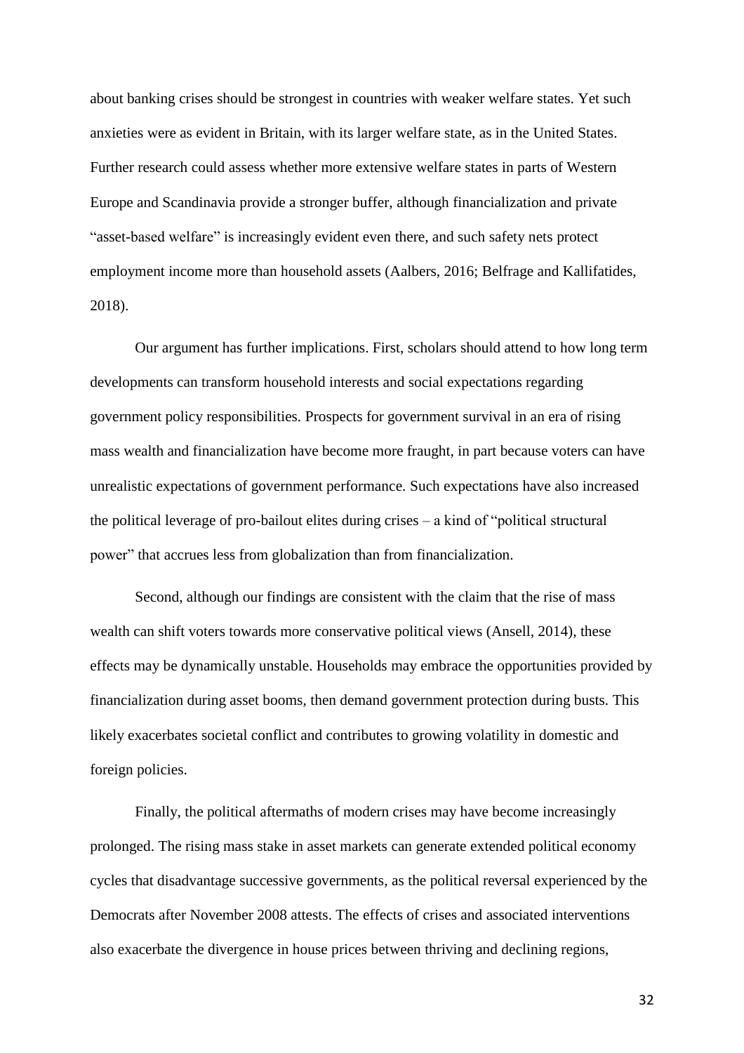about banking crises should be strongest in countries with weaker welfare states. Yet such anxieties were as evident in Britain, with its larger welfare state, as in the United States. Further research could assess whether more extensive welfare states in parts of Western Europe and Scandinavia provide a stronger buffer, although financialization and private "asset-based welfare" is increasingly evident even there, and such safety nets protect employment income more than household assets (Aalbers, 2016; Belfrage and Kallifatides, 2018).

Our argument has further implications. First, scholars should attend to how long term developments can transform household interests and social expectations regarding government policy responsibilities. Prospects for government survival in an era of rising mass wealth and financialization have become more fraught, in part because voters can have unrealistic expectations of government performance. Such expectations have also increased the political leverage of pro-bailout elites during crises – a kind of "political structural power" that accrues less from globalization than from financialization.

Second, although our findings are consistent with the claim that the rise of mass wealth can shift voters towards more conservative political views (Ansell, 2014), these effects may be dynamically unstable. Households may embrace the opportunities provided by financialization during asset booms, then demand government protection during busts. This likely exacerbates societal conflict and contributes to growing volatility in domestic and foreign policies.

Finally, the political aftermaths of modern crises may have become increasingly prolonged. The rising mass stake in asset markets can generate extended political economy cycles that disadvantage successive governments, as the political reversal experienced by the Democrats after November 2008 attests. The effects of crises and associated interventions also exacerbate the divergence in house prices between thriving and declining regions,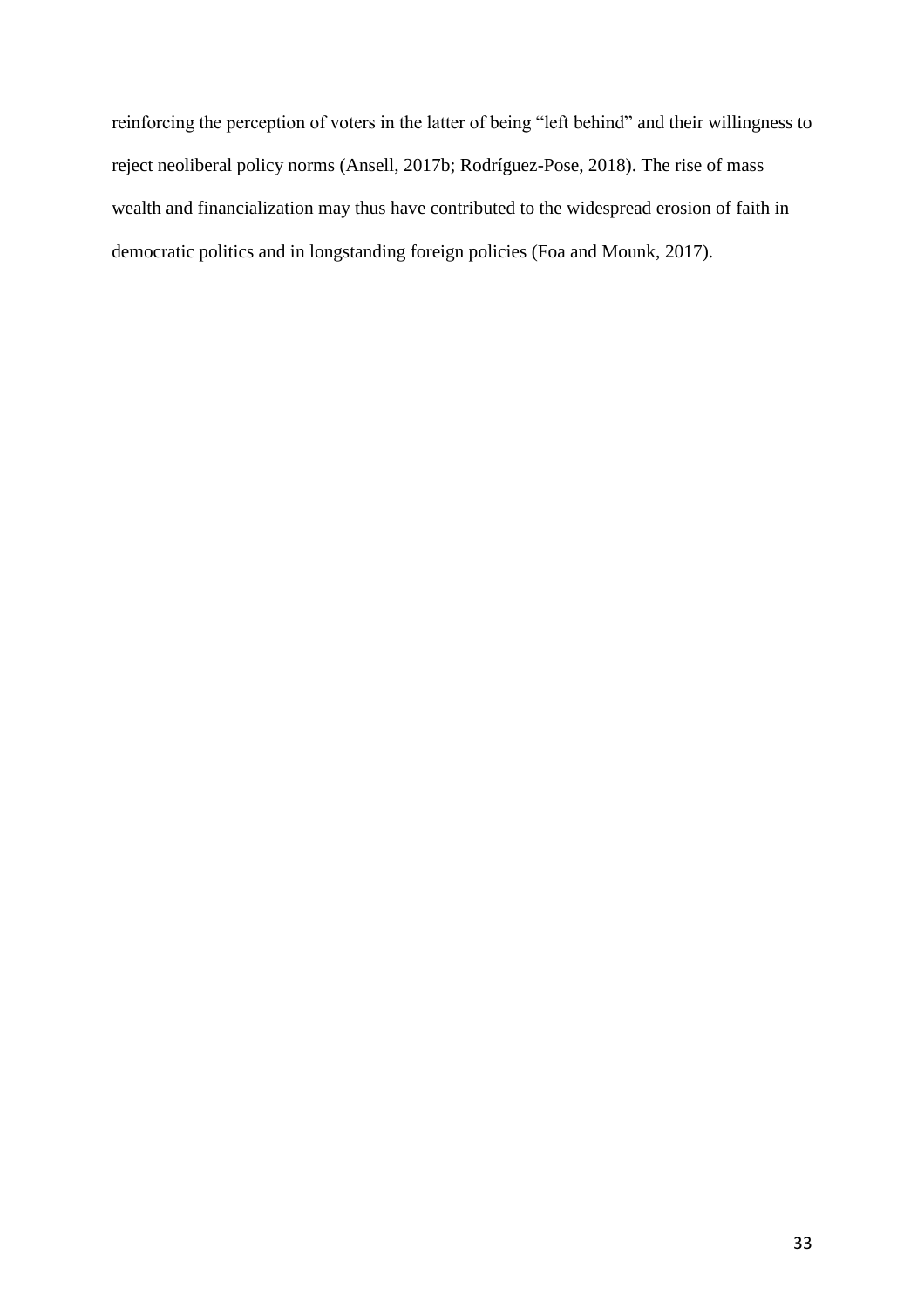reinforcing the perception of voters in the latter of being “left behind” and their willingness to reject neoliberal policy norms (Ansell, 2017b; Rodríguez-Pose, 2018). The rise of mass wealth and financialization may thus have contributed to the widespread erosion of faith in democratic politics and in longstanding foreign policies (Foa and Mounk, 2017).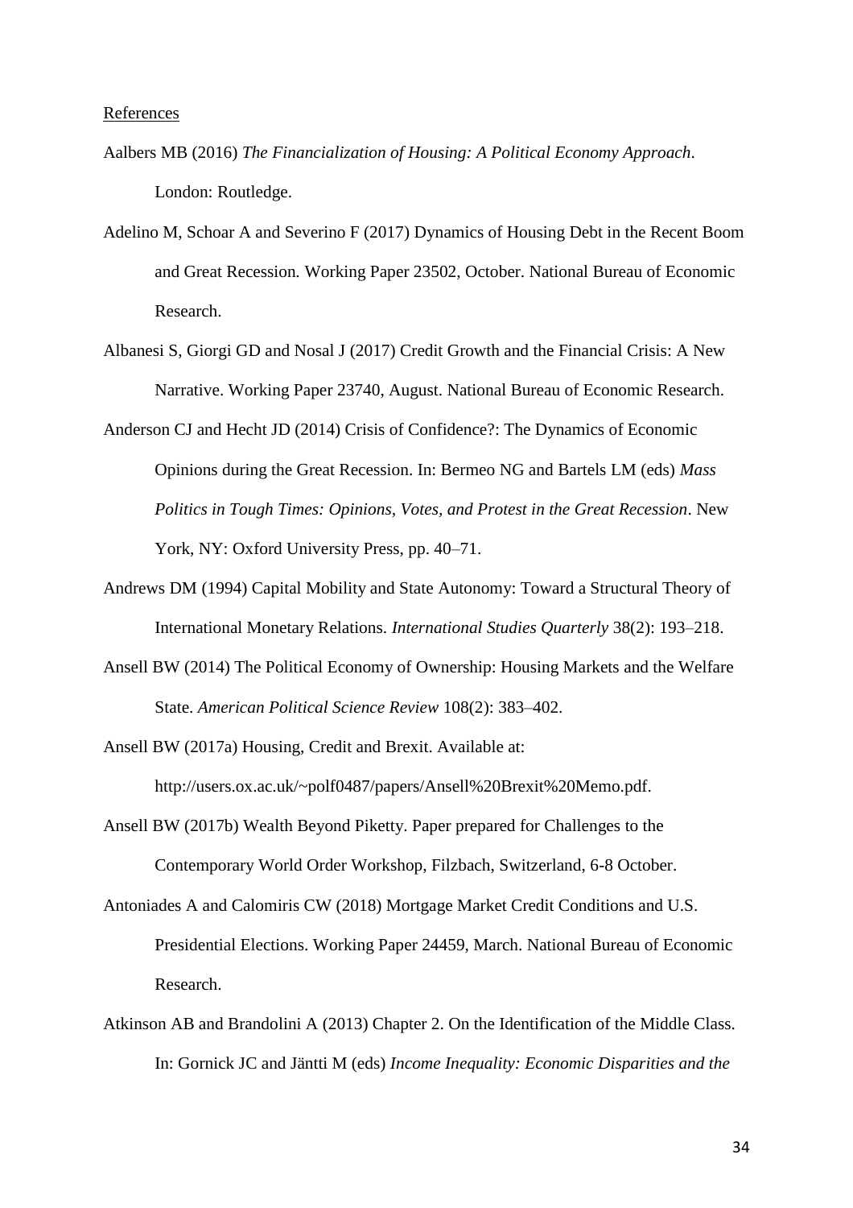References

Aalbers MB (2016) *The Financialization of Housing: A Political Economy Approach*. London: Routledge.

Adelino M, Schoar A and Severino F (2017) Dynamics of Housing Debt in the Recent Boom and Great Recession. Working Paper 23502, October. National Bureau of Economic Research.

Albanesi S, Giorgi GD and Nosal J (2017) Credit Growth and the Financial Crisis: A New Narrative. Working Paper 23740, August. National Bureau of Economic Research.

Anderson CJ and Hecht JD (2014) Crisis of Confidence?: The Dynamics of Economic Opinions during the Great Recession. In: Bermeo NG and Bartels LM (eds) *Mass Politics in Tough Times: Opinions, Votes, and Protest in the Great Recession*. New York, NY: Oxford University Press, pp. 40–71.

Andrews DM (1994) Capital Mobility and State Autonomy: Toward a Structural Theory of International Monetary Relations. *International Studies Quarterly* 38(2): 193–218.

Ansell BW (2014) The Political Economy of Ownership: Housing Markets and the Welfare State. *American Political Science Review* 108(2): 383–402.

Ansell BW (2017a) Housing, Credit and Brexit. Available at: http://users.ox.ac.uk/~polf0487/papers/Ansell%20Brexit%20Memo.pdf.

Ansell BW (2017b) Wealth Beyond Piketty. Paper prepared for Challenges to the Contemporary World Order Workshop, Filzbach, Switzerland, 6-8 October.

Antoniades A and Calomiris CW (2018) Mortgage Market Credit Conditions and U.S. Presidential Elections. Working Paper 24459, March. National Bureau of Economic Research.

Atkinson AB and Brandolini A (2013) Chapter 2. On the Identification of the Middle Class. In: Gornick JC and Jäntti M (eds) *Income Inequality: Economic Disparities and the*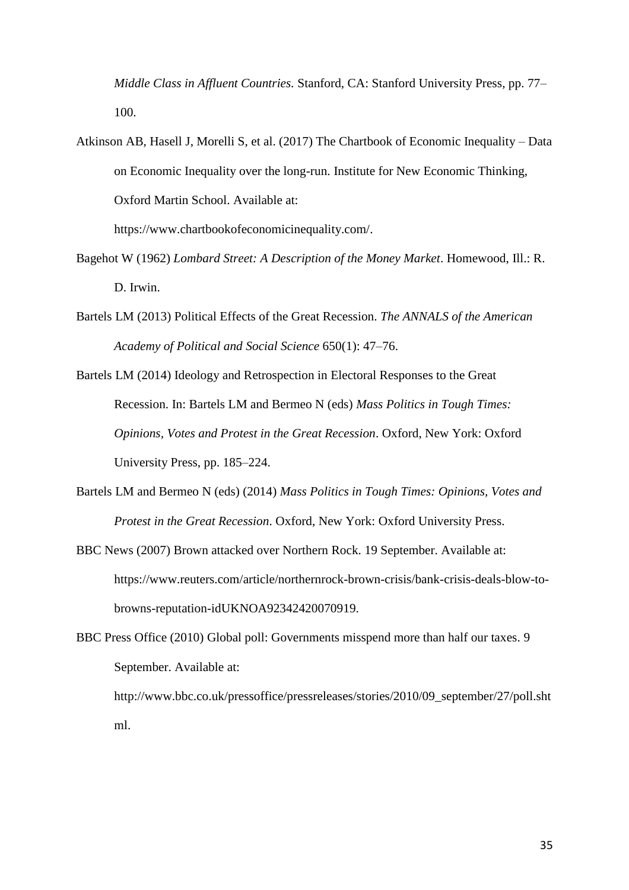*Middle Class in Affluent Countries*. Stanford, CA: Stanford University Press, pp. 77–100.

Atkinson AB, Hasell J, Morelli S, et al. (2017) The Chartbook of Economic Inequality – Data on Economic Inequality over the long-run. Institute for New Economic Thinking, Oxford Martin School. Available at: https://www.chartbookofeconomicinequality.com/.

Bagehot W (1962) *Lombard Street: A Description of the Money Market*. Homewood, Ill.: R. D. Irwin.

Bartels LM (2013) Political Effects of the Great Recession. *The ANNALS of the American Academy of Political and Social Science* 650(1): 47–76.

Bartels LM (2014) Ideology and Retrospection in Electoral Responses to the Great Recession. In: Bartels LM and Bermeo N (eds) *Mass Politics in Tough Times: Opinions, Votes and Protest in the Great Recession*. Oxford, New York: Oxford University Press, pp. 185–224.

Bartels LM and Bermeo N (eds) (2014) *Mass Politics in Tough Times: Opinions, Votes and Protest in the Great Recession*. Oxford, New York: Oxford University Press.

BBC News (2007) Brown attacked over Northern Rock. 19 September. Available at: https://www.reuters.com/article/northernrock-brown-crisis/bank-crisis-deals-blow-to-browns-reputation-idUKNOA92342420070919.

BBC Press Office (2010) Global poll: Governments misspend more than half our taxes. 9 September. Available at: http://www.bbc.co.uk/pressoffice/pressreleases/stories/2010/09_september/27/poll.shtml.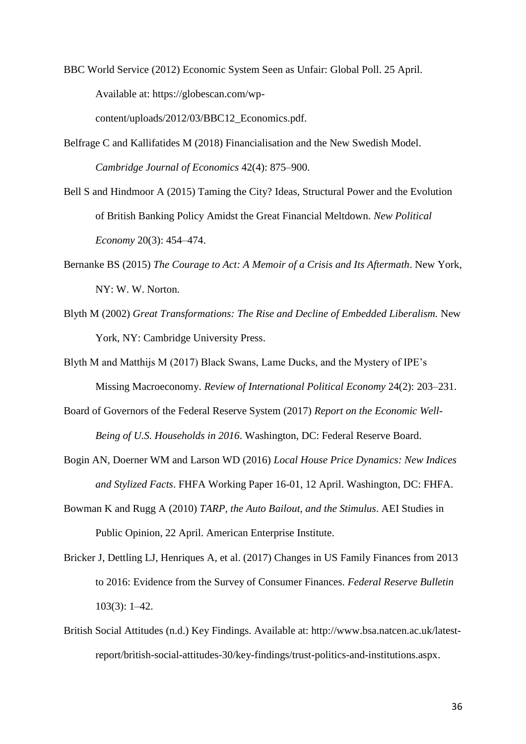BBC World Service (2012) Economic System Seen as Unfair: Global Poll. 25 April. Available at: https://globescan.com/wp-content/uploads/2012/03/BBC12_Economics.pdf.

Belfrage C and Kallifatides M (2018) Financialisation and the New Swedish Model. *Cambridge Journal of Economics* 42(4): 875–900.

Bell S and Hindmoor A (2015) Taming the City? Ideas, Structural Power and the Evolution of British Banking Policy Amidst the Great Financial Meltdown. *New Political Economy* 20(3): 454–474.

Bernanke BS (2015) *The Courage to Act: A Memoir of a Crisis and Its Aftermath*. New York, NY: W. W. Norton.

Blyth M (2002) *Great Transformations: The Rise and Decline of Embedded Liberalism.* New York, NY: Cambridge University Press.

Blyth M and Matthijs M (2017) Black Swans, Lame Ducks, and the Mystery of IPE's Missing Macroeconomy. *Review of International Political Economy* 24(2): 203–231.

Board of Governors of the Federal Reserve System (2017) *Report on the Economic Well-Being of U.S. Households in 2016*. Washington, DC: Federal Reserve Board.

Bogin AN, Doerner WM and Larson WD (2016) *Local House Price Dynamics: New Indices and Stylized Facts*. FHFA Working Paper 16-01, 12 April. Washington, DC: FHFA.

Bowman K and Rugg A (2010) *TARP, the Auto Bailout, and the Stimulus*. AEI Studies in Public Opinion, 22 April. American Enterprise Institute.

Bricker J, Dettling LJ, Henriques A, et al. (2017) Changes in US Family Finances from 2013 to 2016: Evidence from the Survey of Consumer Finances. *Federal Reserve Bulletin* 103(3): 1–42.

British Social Attitudes (n.d.) Key Findings. Available at: http://www.bsa.natcen.ac.uk/latest-report/british-social-attitudes-30/key-findings/trust-politics-and-institutions.aspx.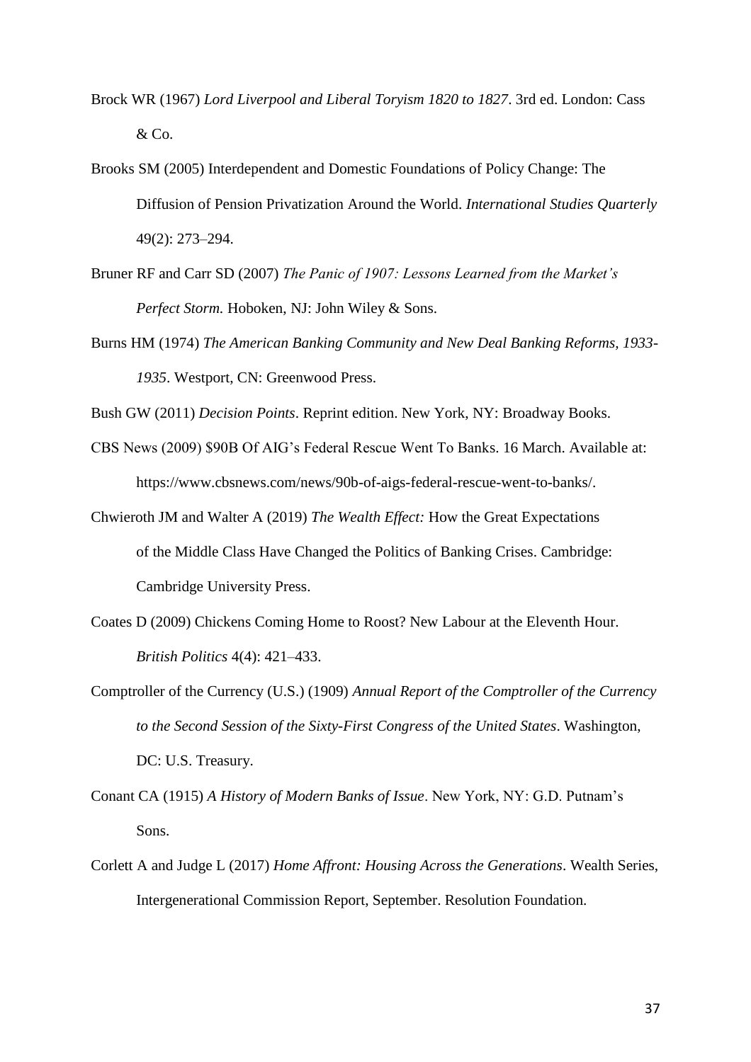Brock WR (1967) *Lord Liverpool and Liberal Toryism 1820 to 1827*. 3rd ed. London: Cass & Co.

Brooks SM (2005) Interdependent and Domestic Foundations of Policy Change: The Diffusion of Pension Privatization Around the World. *International Studies Quarterly* 49(2): 273–294.

Bruner RF and Carr SD (2007) *The Panic of 1907: Lessons Learned from the Market's Perfect Storm.* Hoboken, NJ: John Wiley & Sons.

Burns HM (1974) *The American Banking Community and New Deal Banking Reforms, 1933-1935*. Westport, CN: Greenwood Press.

Bush GW (2011) *Decision Points*. Reprint edition. New York, NY: Broadway Books.

CBS News (2009) $90B Of AIG's Federal Rescue Went To Banks. 16 March. Available at: https://www.cbsnews.com/news/90b-of-aigs-federal-rescue-went-to-banks/.

Chwieroth JM and Walter A (2019) *The Wealth Effect:* How the Great Expectations of the Middle Class Have Changed the Politics of Banking Crises. Cambridge: Cambridge University Press.

Coates D (2009) Chickens Coming Home to Roost? New Labour at the Eleventh Hour. *British Politics* 4(4): 421–433.

Comptroller of the Currency (U.S.) (1909) *Annual Report of the Comptroller of the Currency to the Second Session of the Sixty-First Congress of the United States*. Washington, DC: U.S. Treasury.

Conant CA (1915) *A History of Modern Banks of Issue*. New York, NY: G.D. Putnam's Sons.

Corlett A and Judge L (2017) *Home Affront: Housing Across the Generations*. Wealth Series, Intergenerational Commission Report, September. Resolution Foundation.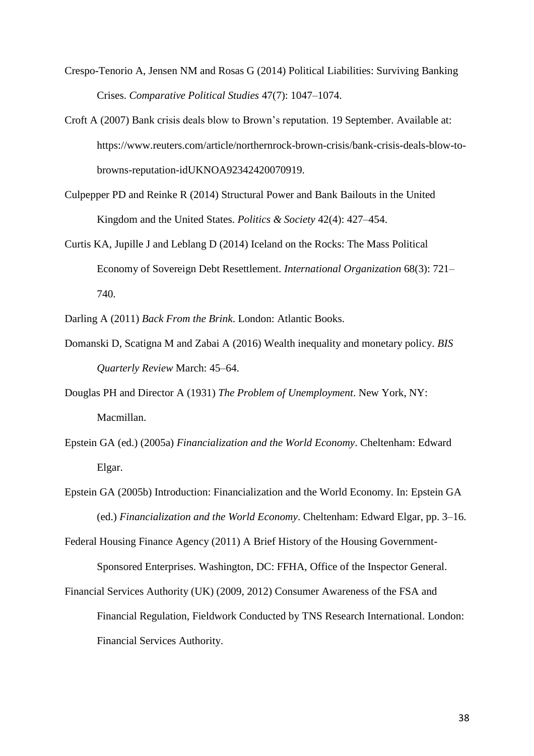Crespo-Tenorio A, Jensen NM and Rosas G (2014) Political Liabilities: Surviving Banking Crises. *Comparative Political Studies* 47(7): 1047–1074.

Croft A (2007) Bank crisis deals blow to Brown's reputation. 19 September. Available at: https://www.reuters.com/article/northernrock-brown-crisis/bank-crisis-deals-blow-to-browns-reputation-idUKNOA92342420070919.

Culpepper PD and Reinke R (2014) Structural Power and Bank Bailouts in the United Kingdom and the United States. *Politics & Society* 42(4): 427–454.

Curtis KA, Jupille J and Leblang D (2014) Iceland on the Rocks: The Mass Political Economy of Sovereign Debt Resettlement. *International Organization* 68(3): 721–740.

Darling A (2011) *Back From the Brink*. London: Atlantic Books.

Domanski D, Scatigna M and Zabai A (2016) Wealth inequality and monetary policy. *BIS Quarterly Review* March: 45–64.

Douglas PH and Director A (1931) *The Problem of Unemployment*. New York, NY: Macmillan.

Epstein GA (ed.) (2005a) *Financialization and the World Economy*. Cheltenham: Edward Elgar.

Epstein GA (2005b) Introduction: Financialization and the World Economy. In: Epstein GA (ed.) *Financialization and the World Economy*. Cheltenham: Edward Elgar, pp. 3–16.

Federal Housing Finance Agency (2011) A Brief History of the Housing Government-Sponsored Enterprises. Washington, DC: FFHA, Office of the Inspector General.

Financial Services Authority (UK) (2009, 2012) Consumer Awareness of the FSA and Financial Regulation, Fieldwork Conducted by TNS Research International. London: Financial Services Authority.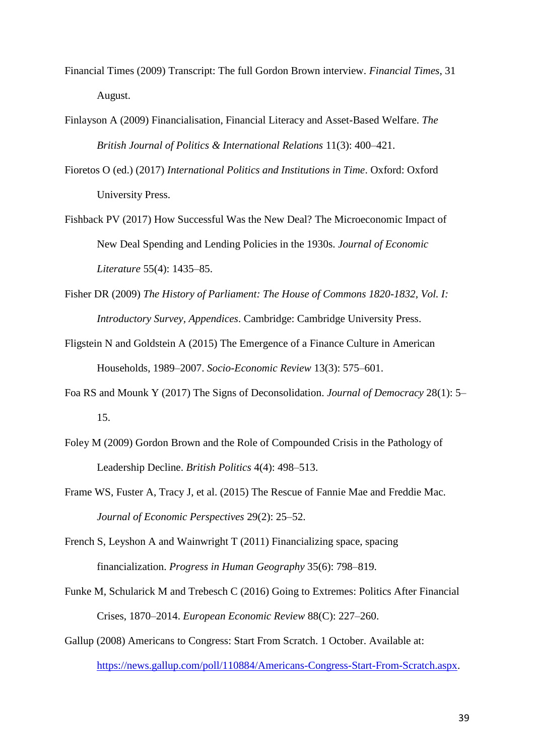Financial Times (2009) Transcript: The full Gordon Brown interview. *Financial Times*, 31 August.

Finlayson A (2009) Financialisation, Financial Literacy and Asset-Based Welfare. *The British Journal of Politics & International Relations* 11(3): 400–421.

Fioretos O (ed.) (2017) *International Politics and Institutions in Time*. Oxford: Oxford University Press.

Fishback PV (2017) How Successful Was the New Deal? The Microeconomic Impact of New Deal Spending and Lending Policies in the 1930s. *Journal of Economic Literature* 55(4): 1435–85.

Fisher DR (2009) *The History of Parliament: The House of Commons 1820-1832, Vol. I: Introductory Survey, Appendices*. Cambridge: Cambridge University Press.

Fligstein N and Goldstein A (2015) The Emergence of a Finance Culture in American Households, 1989–2007. *Socio-Economic Review* 13(3): 575–601.

Foa RS and Mounk Y (2017) The Signs of Deconsolidation. *Journal of Democracy* 28(1): 5–15.

Foley M (2009) Gordon Brown and the Role of Compounded Crisis in the Pathology of Leadership Decline. *British Politics* 4(4): 498–513.

Frame WS, Fuster A, Tracy J, et al. (2015) The Rescue of Fannie Mae and Freddie Mac. *Journal of Economic Perspectives* 29(2): 25–52.

French S, Leyshon A and Wainwright T (2011) Financializing space, spacing financialization. *Progress in Human Geography* 35(6): 798–819.

Funke M, Schularick M and Trebesch C (2016) Going to Extremes: Politics After Financial Crises, 1870–2014. *European Economic Review* 88(C): 227–260.

Gallup (2008) Americans to Congress: Start From Scratch. 1 October. Available at: https://news.gallup.com/poll/110884/Americans-Congress-Start-From-Scratch.aspx.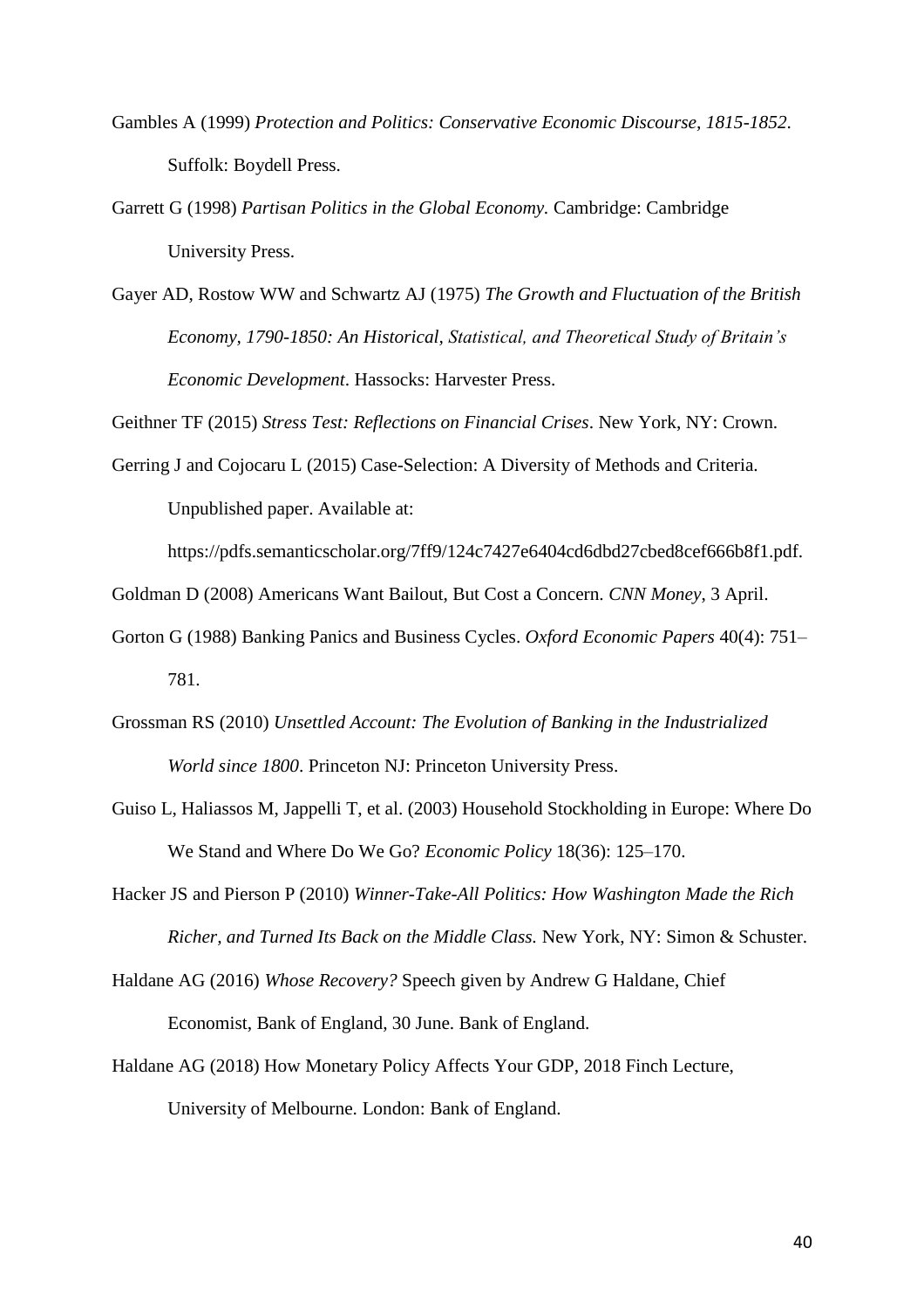Gambles A (1999) *Protection and Politics: Conservative Economic Discourse, 1815-1852*. Suffolk: Boydell Press.

Garrett G (1998) *Partisan Politics in the Global Economy.* Cambridge: Cambridge University Press.

Gayer AD, Rostow WW and Schwartz AJ (1975) *The Growth and Fluctuation of the British Economy, 1790-1850: An Historical, Statistical, and Theoretical Study of Britain's Economic Development*. Hassocks: Harvester Press.

Geithner TF (2015) *Stress Test: Reflections on Financial Crises*. New York, NY: Crown.

Gerring J and Cojocaru L (2015) Case-Selection: A Diversity of Methods and Criteria. Unpublished paper. Available at: https://pdfs.semanticscholar.org/7ff9/124c7427e6404cd6dbd27cbed8cef666b8f1.pdf.

Goldman D (2008) Americans Want Bailout, But Cost a Concern. *CNN Money*, 3 April.

Gorton G (1988) Banking Panics and Business Cycles. *Oxford Economic Papers* 40(4): 751–781.

Grossman RS (2010) *Unsettled Account: The Evolution of Banking in the Industrialized World since 1800*. Princeton NJ: Princeton University Press.

Guiso L, Haliassos M, Jappelli T, et al. (2003) Household Stockholding in Europe: Where Do We Stand and Where Do We Go? *Economic Policy* 18(36): 125–170.

Hacker JS and Pierson P (2010) *Winner-Take-All Politics: How Washington Made the Rich Richer, and Turned Its Back on the Middle Class.* New York, NY: Simon & Schuster.

Haldane AG (2016) *Whose Recovery?* Speech given by Andrew G Haldane, Chief Economist, Bank of England, 30 June. Bank of England.

Haldane AG (2018) How Monetary Policy Affects Your GDP, 2018 Finch Lecture, University of Melbourne. London: Bank of England.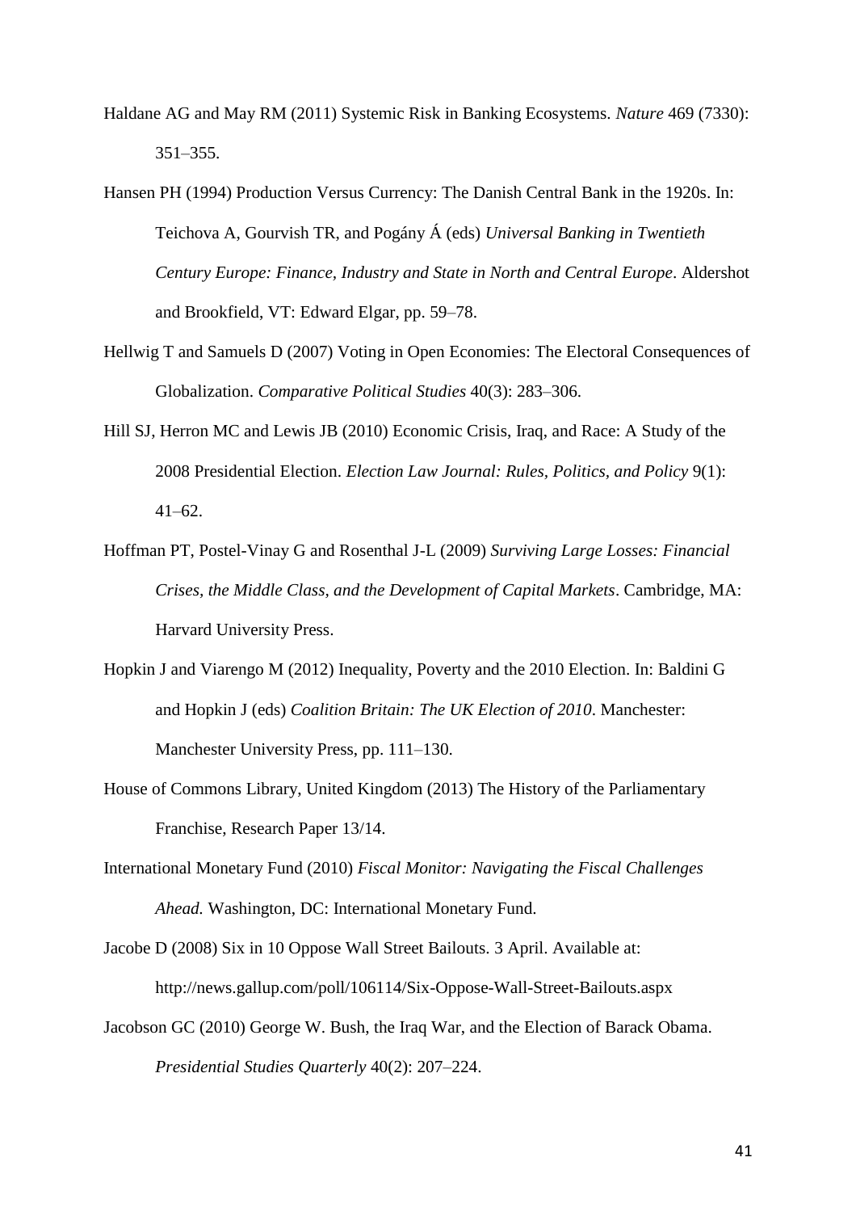Haldane AG and May RM (2011) Systemic Risk in Banking Ecosystems. *Nature* 469 (7330): 351–355.

Hansen PH (1994) Production Versus Currency: The Danish Central Bank in the 1920s. In: Teichova A, Gourvish TR, and Pogány Á (eds) *Universal Banking in Twentieth Century Europe: Finance, Industry and State in North and Central Europe*. Aldershot and Brookfield, VT: Edward Elgar, pp. 59–78.

Hellwig T and Samuels D (2007) Voting in Open Economies: The Electoral Consequences of Globalization. *Comparative Political Studies* 40(3): 283–306.

Hill SJ, Herron MC and Lewis JB (2010) Economic Crisis, Iraq, and Race: A Study of the 2008 Presidential Election. *Election Law Journal: Rules, Politics, and Policy* 9(1): 41–62.

Hoffman PT, Postel-Vinay G and Rosenthal J-L (2009) *Surviving Large Losses: Financial Crises, the Middle Class, and the Development of Capital Markets*. Cambridge, MA: Harvard University Press.

Hopkin J and Viarengo M (2012) Inequality, Poverty and the 2010 Election. In: Baldini G and Hopkin J (eds) *Coalition Britain: The UK Election of 2010*. Manchester: Manchester University Press, pp. 111–130.

House of Commons Library, United Kingdom (2013) The History of the Parliamentary Franchise, Research Paper 13/14.

International Monetary Fund (2010) *Fiscal Monitor: Navigating the Fiscal Challenges Ahead.* Washington, DC: International Monetary Fund.

Jacobe D (2008) Six in 10 Oppose Wall Street Bailouts. 3 April. Available at: http://news.gallup.com/poll/106114/Six-Oppose-Wall-Street-Bailouts.aspx

Jacobson GC (2010) George W. Bush, the Iraq War, and the Election of Barack Obama. *Presidential Studies Quarterly* 40(2): 207–224.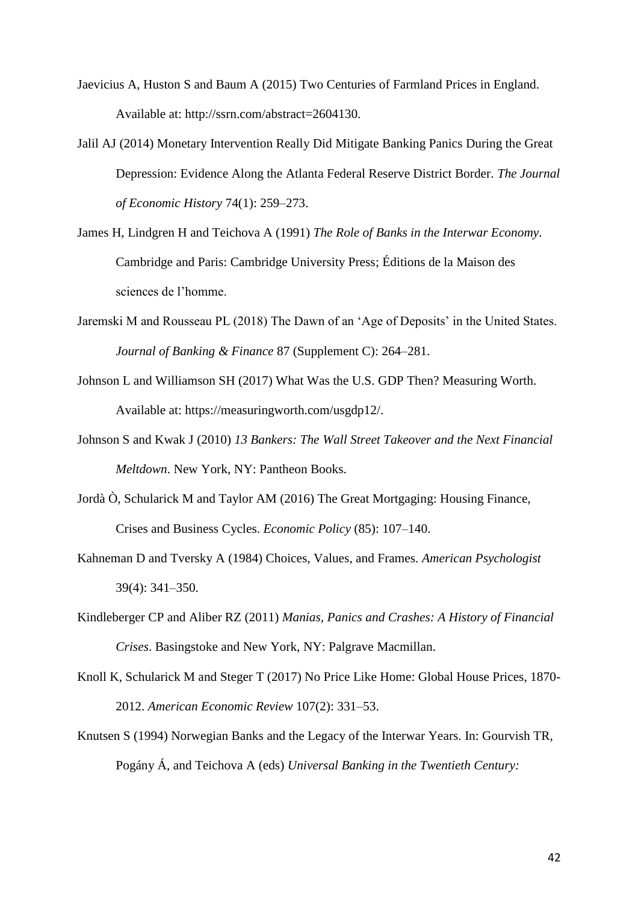Jaevicius A, Huston S and Baum A (2015) Two Centuries of Farmland Prices in England. Available at: http://ssrn.com/abstract=2604130.

Jalil AJ (2014) Monetary Intervention Really Did Mitigate Banking Panics During the Great Depression: Evidence Along the Atlanta Federal Reserve District Border. *The Journal of Economic History* 74(1): 259–273.

James H, Lindgren H and Teichova A (1991) *The Role of Banks in the Interwar Economy*. Cambridge and Paris: Cambridge University Press; Éditions de la Maison des sciences de l'homme.

Jaremski M and Rousseau PL (2018) The Dawn of an 'Age of Deposits' in the United States. *Journal of Banking & Finance* 87 (Supplement C): 264–281.

Johnson L and Williamson SH (2017) What Was the U.S. GDP Then? Measuring Worth. Available at: https://measuringworth.com/usgdp12/.

Johnson S and Kwak J (2010) *13 Bankers: The Wall Street Takeover and the Next Financial Meltdown*. New York, NY: Pantheon Books.

Jordà Ò, Schularick M and Taylor AM (2016) The Great Mortgaging: Housing Finance, Crises and Business Cycles. *Economic Policy* (85): 107–140.

Kahneman D and Tversky A (1984) Choices, Values, and Frames. *American Psychologist* 39(4): 341–350.

Kindleberger CP and Aliber RZ (2011) *Manias, Panics and Crashes: A History of Financial Crises*. Basingstoke and New York, NY: Palgrave Macmillan.

Knoll K, Schularick M and Steger T (2017) No Price Like Home: Global House Prices, 1870-2012. *American Economic Review* 107(2): 331–53.

Knutsen S (1994) Norwegian Banks and the Legacy of the Interwar Years. In: Gourvish TR, Pogány Á, and Teichova A (eds) *Universal Banking in the Twentieth Century:*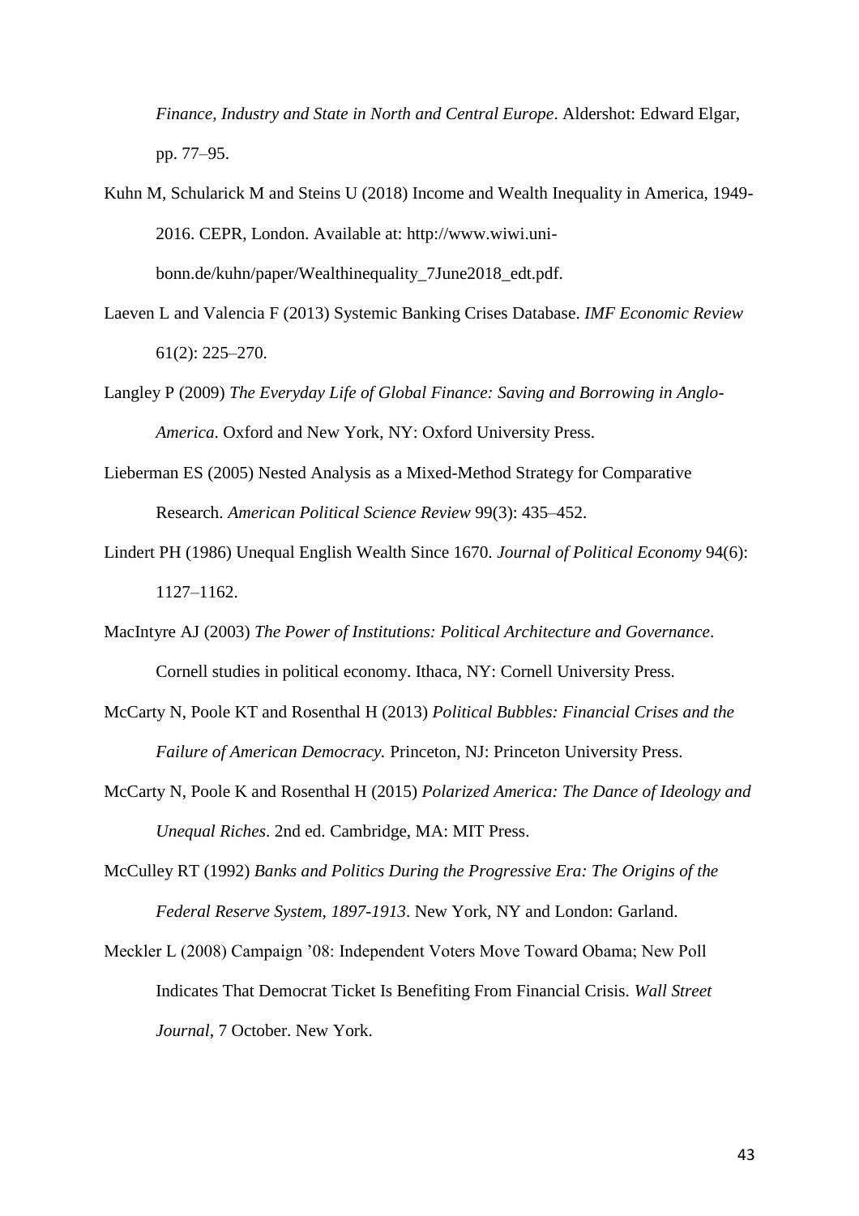*Finance, Industry and State in North and Central Europe*. Aldershot: Edward Elgar, pp. 77–95.

Kuhn M, Schularick M and Steins U (2018) Income and Wealth Inequality in America, 1949-2016. CEPR, London. Available at: http://www.wiwi.uni-bonn.de/kuhn/paper/Wealthinequality_7June2018_edt.pdf.

Laeven L and Valencia F (2013) Systemic Banking Crises Database. *IMF Economic Review* 61(2): 225–270.

Langley P (2009) *The Everyday Life of Global Finance: Saving and Borrowing in Anglo-America*. Oxford and New York, NY: Oxford University Press.

Lieberman ES (2005) Nested Analysis as a Mixed-Method Strategy for Comparative Research. *American Political Science Review* 99(3): 435–452.

Lindert PH (1986) Unequal English Wealth Since 1670. *Journal of Political Economy* 94(6): 1127–1162.

MacIntyre AJ (2003) *The Power of Institutions: Political Architecture and Governance*. Cornell studies in political economy. Ithaca, NY: Cornell University Press.

McCarty N, Poole KT and Rosenthal H (2013) *Political Bubbles: Financial Crises and the Failure of American Democracy.* Princeton, NJ: Princeton University Press.

McCarty N, Poole K and Rosenthal H (2015) *Polarized America: The Dance of Ideology and Unequal Riches*. 2nd ed. Cambridge, MA: MIT Press.

McCulley RT (1992) *Banks and Politics During the Progressive Era: The Origins of the Federal Reserve System, 1897-1913*. New York, NY and London: Garland.

Meckler L (2008) Campaign '08: Independent Voters Move Toward Obama; New Poll Indicates That Democrat Ticket Is Benefiting From Financial Crisis. *Wall Street Journal*, 7 October. New York.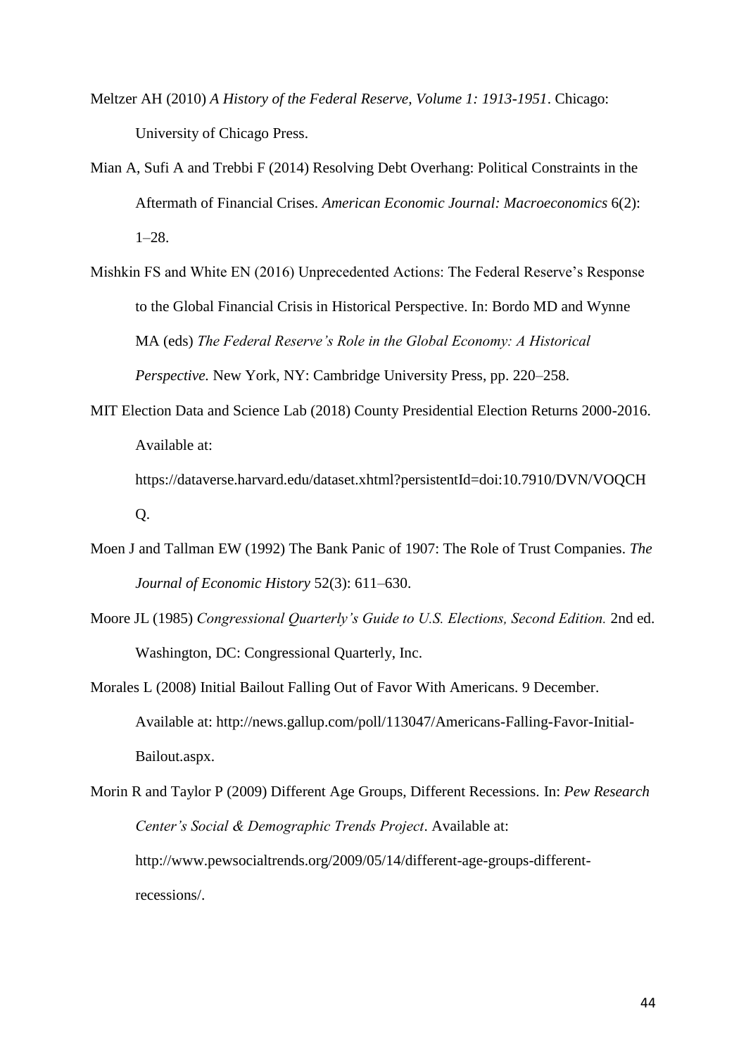Meltzer AH (2010) *A History of the Federal Reserve, Volume 1: 1913-1951*. Chicago: University of Chicago Press.

Mian A, Sufi A and Trebbi F (2014) Resolving Debt Overhang: Political Constraints in the Aftermath of Financial Crises. *American Economic Journal: Macroeconomics* 6(2): 1–28.

Mishkin FS and White EN (2016) Unprecedented Actions: The Federal Reserve's Response to the Global Financial Crisis in Historical Perspective. In: Bordo MD and Wynne MA (eds) *The Federal Reserve's Role in the Global Economy: A Historical Perspective.* New York, NY: Cambridge University Press, pp. 220–258.

MIT Election Data and Science Lab (2018) County Presidential Election Returns 2000-2016. Available at: https://dataverse.harvard.edu/dataset.xhtml?persistentId=doi:10.7910/DVN/VOQCHQ.

Moen J and Tallman EW (1992) The Bank Panic of 1907: The Role of Trust Companies. *The Journal of Economic History* 52(3): 611–630.

Moore JL (1985) *Congressional Quarterly's Guide to U.S. Elections, Second Edition.* 2nd ed. Washington, DC: Congressional Quarterly, Inc.

Morales L (2008) Initial Bailout Falling Out of Favor With Americans. 9 December. Available at: http://news.gallup.com/poll/113047/Americans-Falling-Favor-Initial-Bailout.aspx.

Morin R and Taylor P (2009) Different Age Groups, Different Recessions. In: *Pew Research Center's Social & Demographic Trends Project*. Available at: http://www.pewsocialtrends.org/2009/05/14/different-age-groups-different-recessions/.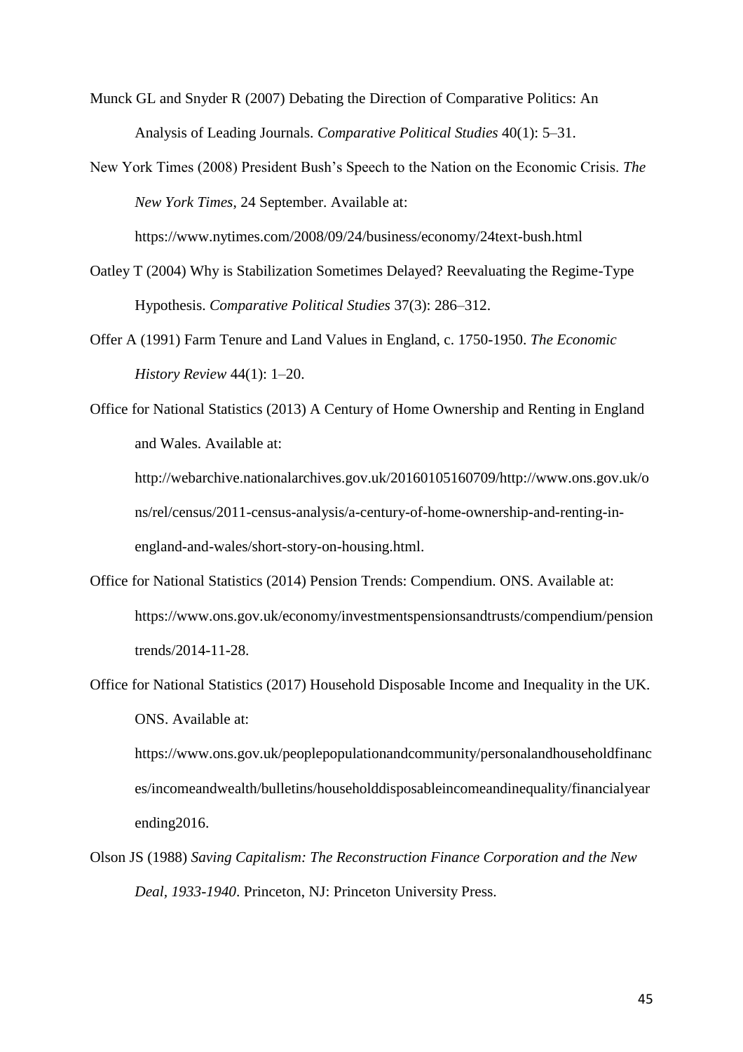Munck GL and Snyder R (2007) Debating the Direction of Comparative Politics: An Analysis of Leading Journals. *Comparative Political Studies* 40(1): 5–31.

New York Times (2008) President Bush's Speech to the Nation on the Economic Crisis. *The New York Times*, 24 September. Available at: https://www.nytimes.com/2008/09/24/business/economy/24text-bush.html

Oatley T (2004) Why is Stabilization Sometimes Delayed? Reevaluating the Regime-Type Hypothesis. *Comparative Political Studies* 37(3): 286–312.

Offer A (1991) Farm Tenure and Land Values in England, c. 1750-1950. *The Economic History Review* 44(1): 1–20.

Office for National Statistics (2013) A Century of Home Ownership and Renting in England and Wales. Available at: http://webarchive.nationalarchives.gov.uk/20160105160709/http://www.ons.gov.uk/ons/rel/census/2011-census-analysis/a-century-of-home-ownership-and-renting-in-england-and-wales/short-story-on-housing.html.

Office for National Statistics (2014) Pension Trends: Compendium. ONS. Available at: https://www.ons.gov.uk/economy/investmentspensionsandtrusts/compendium/pensiontrends/2014-11-28.

Office for National Statistics (2017) Household Disposable Income and Inequality in the UK. ONS. Available at: https://www.ons.gov.uk/peoplepopulationandcommunity/personalandhouseholdfinances/incomeandwealth/bulletins/householddisposableincomeandinequality/financialyearending2016.

Olson JS (1988) *Saving Capitalism: The Reconstruction Finance Corporation and the New Deal, 1933-1940*. Princeton, NJ: Princeton University Press.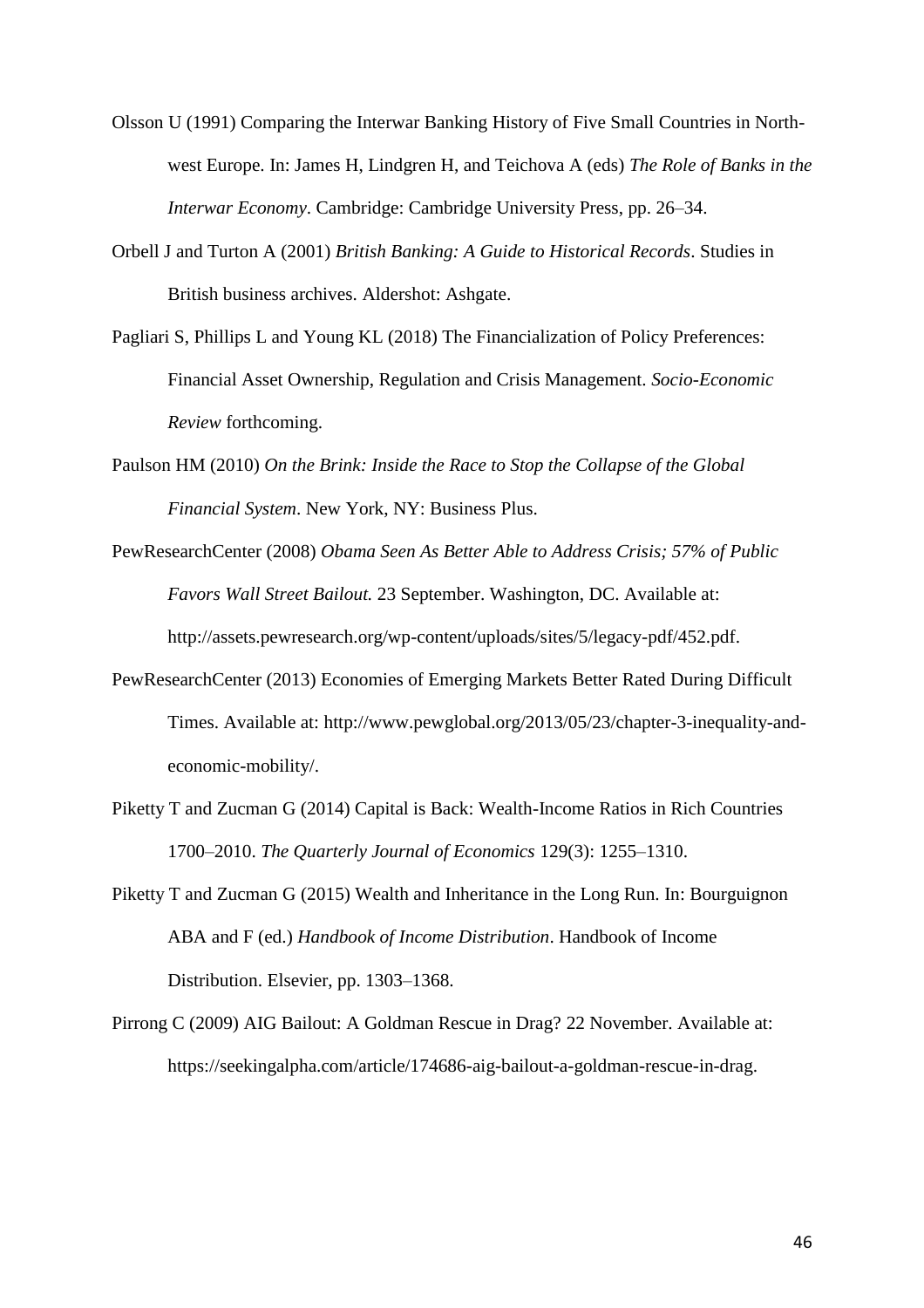Olsson U (1991) Comparing the Interwar Banking History of Five Small Countries in North-west Europe. In: James H, Lindgren H, and Teichova A (eds) *The Role of Banks in the Interwar Economy*. Cambridge: Cambridge University Press, pp. 26–34.

Orbell J and Turton A (2001) *British Banking: A Guide to Historical Records*. Studies in British business archives. Aldershot: Ashgate.

Pagliari S, Phillips L and Young KL (2018) The Financialization of Policy Preferences: Financial Asset Ownership, Regulation and Crisis Management. *Socio-Economic Review* forthcoming.

Paulson HM (2010) *On the Brink: Inside the Race to Stop the Collapse of the Global Financial System*. New York, NY: Business Plus.

PewResearchCenter (2008) *Obama Seen As Better Able to Address Crisis; 57% of Public Favors Wall Street Bailout.* 23 September. Washington, DC. Available at: http://assets.pewresearch.org/wp-content/uploads/sites/5/legacy-pdf/452.pdf.

PewResearchCenter (2013) Economies of Emerging Markets Better Rated During Difficult Times. Available at: http://www.pewglobal.org/2013/05/23/chapter-3-inequality-and-economic-mobility/.

Piketty T and Zucman G (2014) Capital is Back: Wealth-Income Ratios in Rich Countries 1700–2010. *The Quarterly Journal of Economics* 129(3): 1255–1310.

Piketty T and Zucman G (2015) Wealth and Inheritance in the Long Run. In: Bourguignon ABA and F (ed.) *Handbook of Income Distribution*. Handbook of Income Distribution. Elsevier, pp. 1303–1368.

Pirrong C (2009) AIG Bailout: A Goldman Rescue in Drag? 22 November. Available at: https://seekingalpha.com/article/174686-aig-bailout-a-goldman-rescue-in-drag.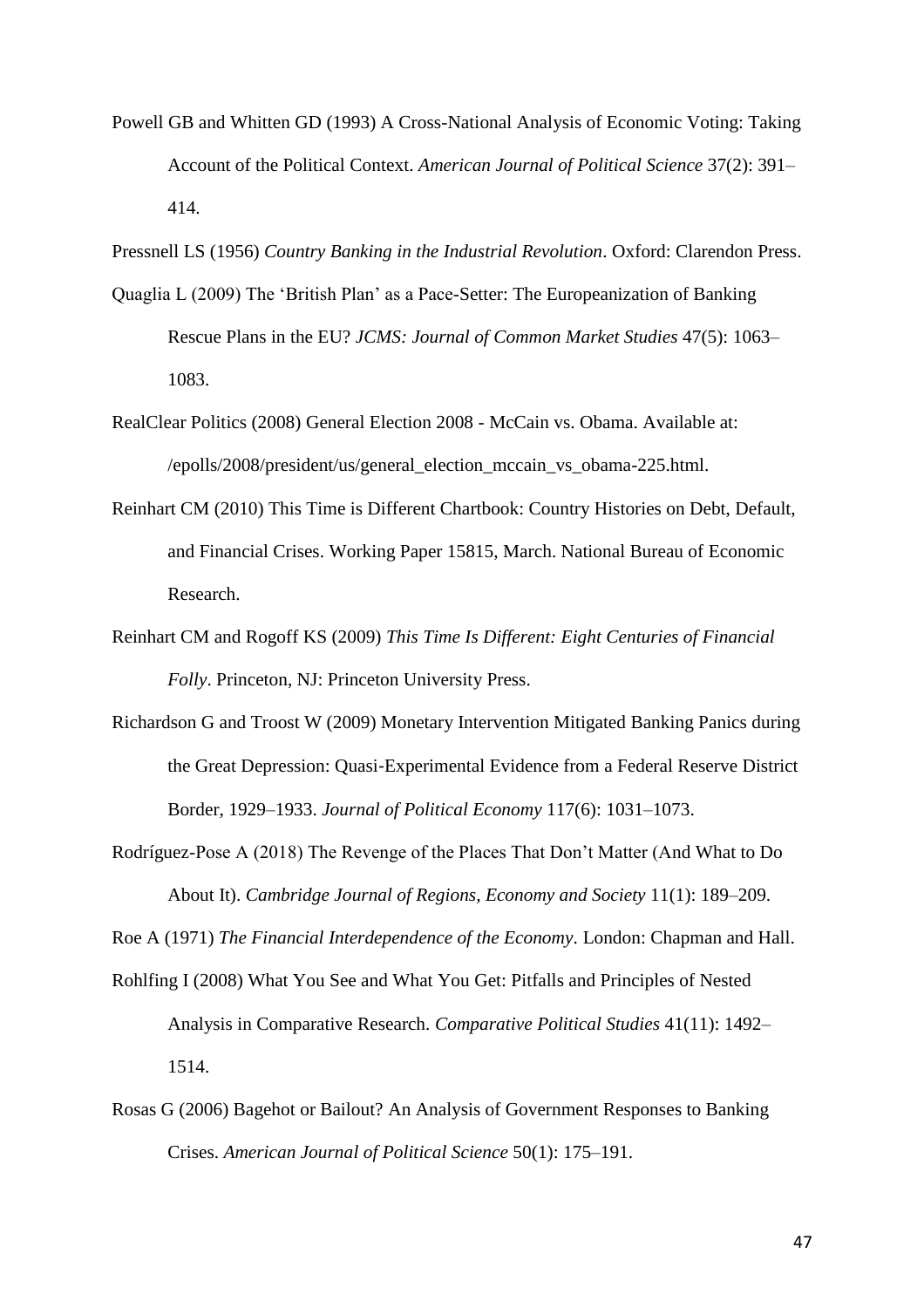Powell GB and Whitten GD (1993) A Cross-National Analysis of Economic Voting: Taking Account of the Political Context. *American Journal of Political Science* 37(2): 391–414.

Pressnell LS (1956) *Country Banking in the Industrial Revolution*. Oxford: Clarendon Press.

Quaglia L (2009) The 'British Plan' as a Pace-Setter: The Europeanization of Banking Rescue Plans in the EU? *JCMS: Journal of Common Market Studies* 47(5): 1063–1083.

RealClear Politics (2008) General Election 2008 - McCain vs. Obama. Available at: /epolls/2008/president/us/general_election_mccain_vs_obama-225.html.

Reinhart CM (2010) This Time is Different Chartbook: Country Histories on Debt, Default, and Financial Crises. Working Paper 15815, March. National Bureau of Economic Research.

Reinhart CM and Rogoff KS (2009) *This Time Is Different: Eight Centuries of Financial Folly*. Princeton, NJ: Princeton University Press.

Richardson G and Troost W (2009) Monetary Intervention Mitigated Banking Panics during the Great Depression: Quasi-Experimental Evidence from a Federal Reserve District Border, 1929–1933. *Journal of Political Economy* 117(6): 1031–1073.

Rodríguez-Pose A (2018) The Revenge of the Places That Don't Matter (And What to Do About It). *Cambridge Journal of Regions, Economy and Society* 11(1): 189–209.

Roe A (1971) *The Financial Interdependence of the Economy*. London: Chapman and Hall.

Rohlfing I (2008) What You See and What You Get: Pitfalls and Principles of Nested Analysis in Comparative Research. *Comparative Political Studies* 41(11): 1492–1514.

Rosas G (2006) Bagehot or Bailout? An Analysis of Government Responses to Banking Crises. *American Journal of Political Science* 50(1): 175–191.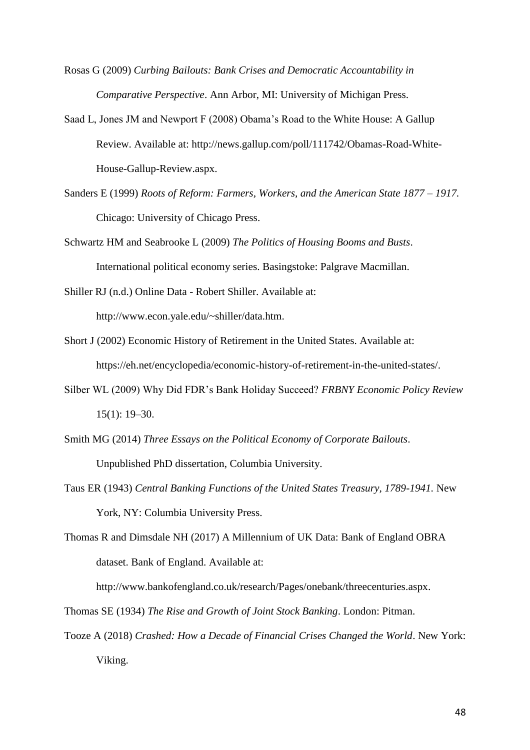Rosas G (2009) *Curbing Bailouts: Bank Crises and Democratic Accountability in Comparative Perspective*. Ann Arbor, MI: University of Michigan Press.

Saad L, Jones JM and Newport F (2008) Obama's Road to the White House: A Gallup Review. Available at: http://news.gallup.com/poll/111742/Obamas-Road-White-House-Gallup-Review.aspx.

Sanders E (1999) *Roots of Reform: Farmers, Workers, and the American State 1877 – 1917*. Chicago: University of Chicago Press.

Schwartz HM and Seabrooke L (2009) *The Politics of Housing Booms and Busts*. International political economy series. Basingstoke: Palgrave Macmillan.

Shiller RJ (n.d.) Online Data - Robert Shiller. Available at: http://www.econ.yale.edu/~shiller/data.htm.

Short J (2002) Economic History of Retirement in the United States. Available at: https://eh.net/encyclopedia/economic-history-of-retirement-in-the-united-states/.

Silber WL (2009) Why Did FDR's Bank Holiday Succeed? *FRBNY Economic Policy Review* 15(1): 19–30.

Smith MG (2014) *Three Essays on the Political Economy of Corporate Bailouts*. Unpublished PhD dissertation, Columbia University.

Taus ER (1943) *Central Banking Functions of the United States Treasury, 1789-1941*. New York, NY: Columbia University Press.

Thomas R and Dimsdale NH (2017) A Millennium of UK Data: Bank of England OBRA dataset. Bank of England. Available at: http://www.bankofengland.co.uk/research/Pages/onebank/threecenturies.aspx.

Thomas SE (1934) *The Rise and Growth of Joint Stock Banking*. London: Pitman.

Tooze A (2018) *Crashed: How a Decade of Financial Crises Changed the World*. New York: Viking.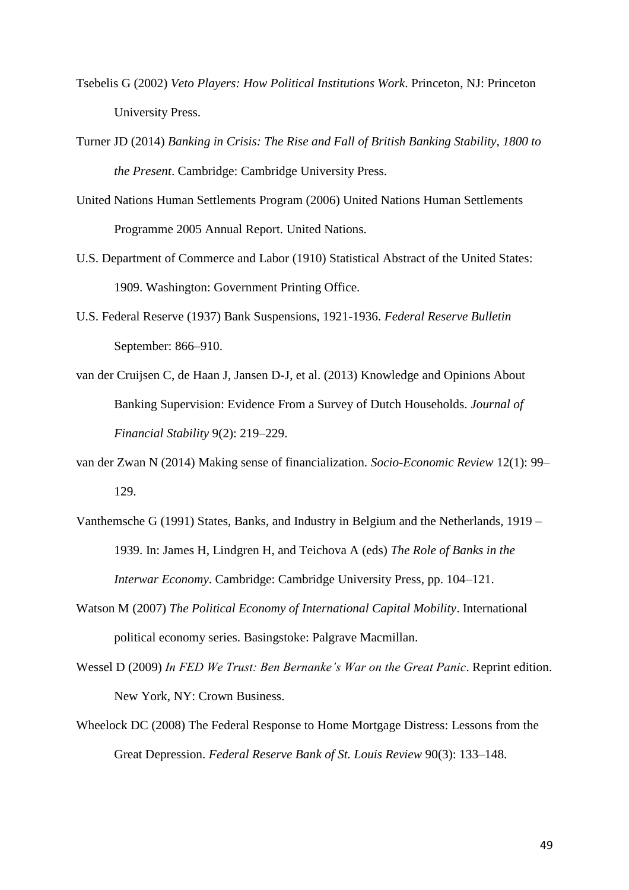Tsebelis G (2002) *Veto Players: How Political Institutions Work*. Princeton, NJ: Princeton University Press.

Turner JD (2014) *Banking in Crisis: The Rise and Fall of British Banking Stability, 1800 to the Present*. Cambridge: Cambridge University Press.

United Nations Human Settlements Program (2006) United Nations Human Settlements Programme 2005 Annual Report. United Nations.

U.S. Department of Commerce and Labor (1910) Statistical Abstract of the United States: 1909. Washington: Government Printing Office.

U.S. Federal Reserve (1937) Bank Suspensions, 1921-1936. *Federal Reserve Bulletin* September: 866–910.

van der Cruijsen C, de Haan J, Jansen D-J, et al. (2013) Knowledge and Opinions About Banking Supervision: Evidence From a Survey of Dutch Households. *Journal of Financial Stability* 9(2): 219–229.

van der Zwan N (2014) Making sense of financialization. *Socio-Economic Review* 12(1): 99–129.

Vanthemsche G (1991) States, Banks, and Industry in Belgium and the Netherlands, 1919 – 1939. In: James H, Lindgren H, and Teichova A (eds) *The Role of Banks in the Interwar Economy*. Cambridge: Cambridge University Press, pp. 104–121.

Watson M (2007) *The Political Economy of International Capital Mobility*. International political economy series. Basingstoke: Palgrave Macmillan.

Wessel D (2009) *In FED We Trust: Ben Bernanke's War on the Great Panic*. Reprint edition. New York, NY: Crown Business.

Wheelock DC (2008) The Federal Response to Home Mortgage Distress: Lessons from the Great Depression. *Federal Reserve Bank of St. Louis Review* 90(3): 133–148.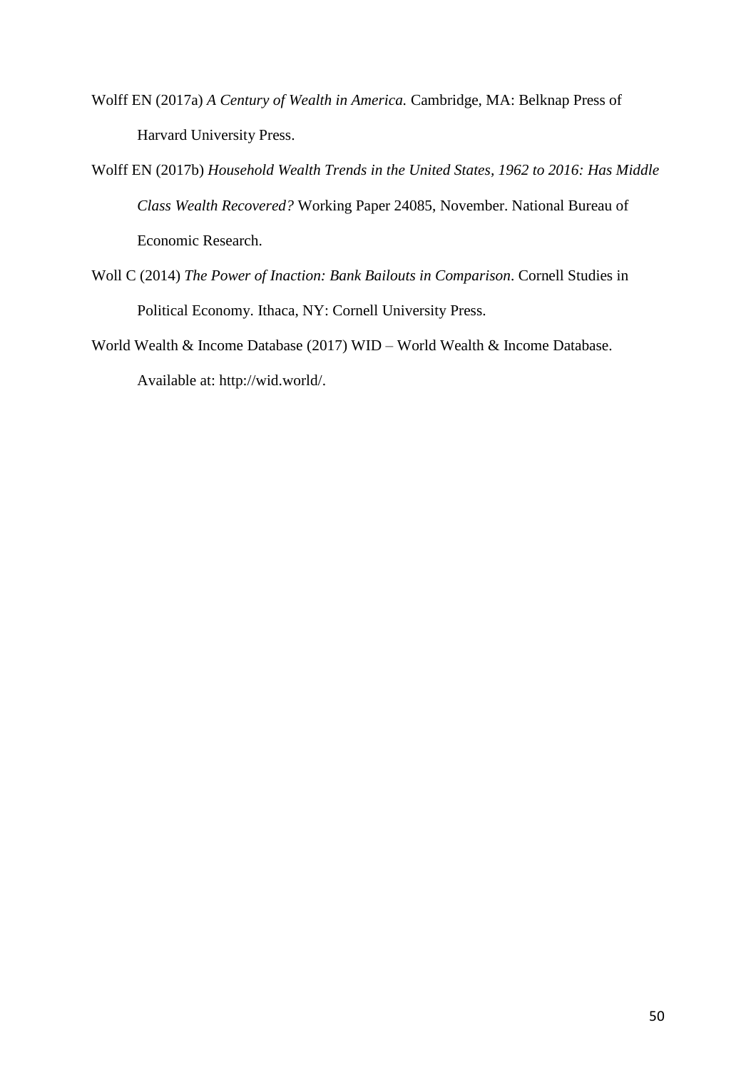Wolff EN (2017a) *A Century of Wealth in America.* Cambridge, MA: Belknap Press of Harvard University Press.

Wolff EN (2017b) *Household Wealth Trends in the United States, 1962 to 2016: Has Middle Class Wealth Recovered?* Working Paper 24085, November. National Bureau of Economic Research.

Woll C (2014) *The Power of Inaction: Bank Bailouts in Comparison*. Cornell Studies in Political Economy. Ithaca, NY: Cornell University Press.

World Wealth & Income Database (2017) WID – World Wealth & Income Database. Available at: http://wid.world/.